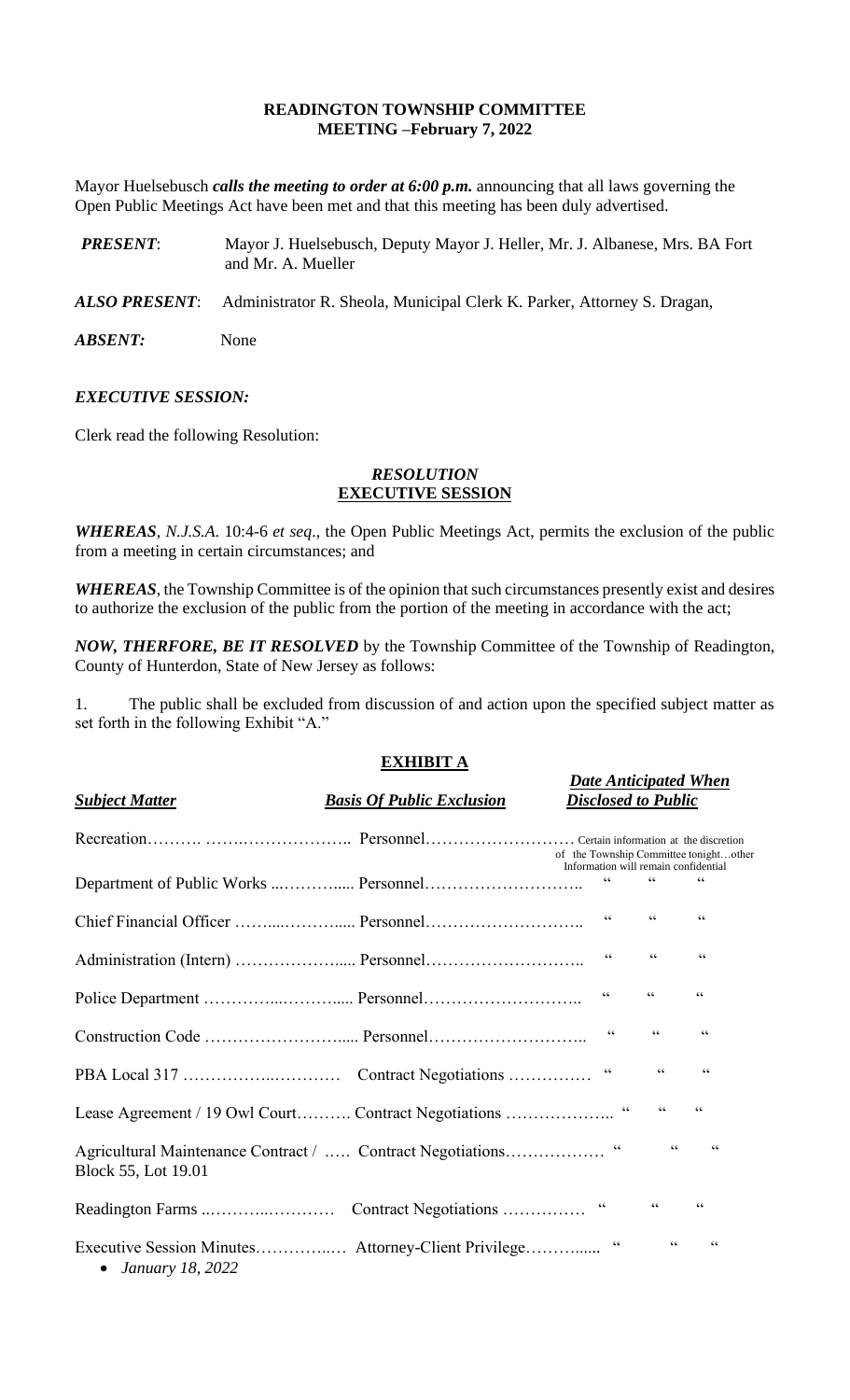# READINGTON TOWNSHIP COMMITTEE
## MEETING –February 7, 2022

Mayor Huelsebusch ***calls the meeting to order at 6:00 p.m.*** announcing that all laws governing the Open Public Meetings Act have been met and that this meeting has been duly advertised.

***PRESENT***: Mayor J. Huelsebusch, Deputy Mayor J. Heller, Mr. J. Albanese, Mrs. BA Fort and Mr. A. Mueller

***ALSO PRESENT***: Administrator R. Sheola, Municipal Clerk K. Parker, Attorney S. Dragan,

***ABSENT:*** None

### *EXECUTIVE SESSION:*

Clerk read the following Resolution:

#### *RESOLUTION*
#### EXECUTIVE SESSION

***WHEREAS***, *N.J.S.A.* 10:4-6 *et seq*., the Open Public Meetings Act, permits the exclusion of the public from a meeting in certain circumstances; and

***WHEREAS***, the Township Committee is of the opinion that such circumstances presently exist and desires to authorize the exclusion of the public from the portion of the meeting in accordance with the act;

***NOW, THERFORE, BE IT RESOLVED*** by the Township Committee of the Township of Readington, County of Hunterdon, State of New Jersey as follows:

1. The public shall be excluded from discussion of and action upon the specified subject matter as set forth in the following Exhibit "A."

**EXHIBIT A**

| ***Subject Matter*** | ***Basis Of Public Exclusion*** | ***Date Anticipated When Disclosed to Public*** |
|---|---|---|
| Recreation | Personnel | Certain information at the discretion of the Township Committee tonight…other Information will remain confidential |
| Department of Public Works | Personnel | " " " |
| Chief Financial Officer | Personnel | " " " |
| Administration (Intern) | Personnel | " " " |
| Police Department | Personnel | " " " |
| Construction Code | Personnel | " " " |
| PBA Local 317 | Contract Negotiations | " " " |
| Lease Agreement / 19 Owl Court | Contract Negotiations | " " " |
| Agricultural Maintenance Contract / Block 55, Lot 19.01 | Contract Negotiations | " " " |
| Readington Farms | Contract Negotiations | " " " |
| Executive Session Minutes<br>• *January 18, 2022* | Attorney-Client Privilege | " " " |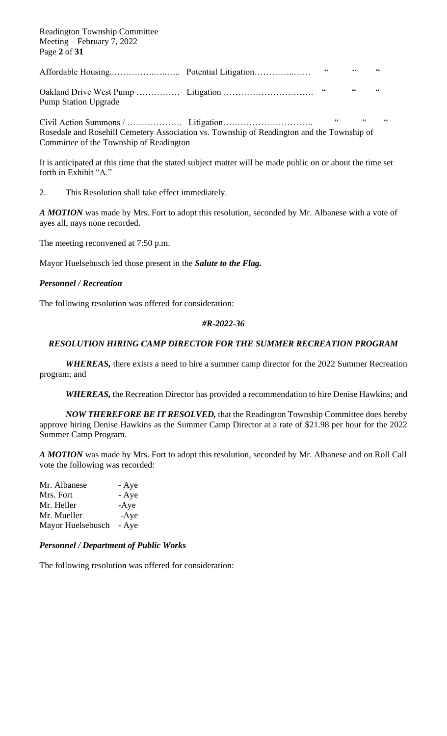| | | | | |
|---|---|---|---|---|
| Affordable Housing..…………..…..….. | Potential Litigation…………..…… | " | " | " |
| Oakland Drive West Pump …………… Pump Station Upgrade | Litigation …………………………. | " | " | " |
| Civil Action Summons / ………………. | Litigation…………………………. | " | " | " |

Rosedale and Rosehill Cemetery Association vs. Township of Readington and the Township of Committee of the Township of Readington

It is anticipated at this time that the stated subject matter will be made public on or about the time set forth in Exhibit "A."

2. This Resolution shall take effect immediately.

***A MOTION*** was made by Mrs. Fort to adopt this resolution, seconded by Mr. Albanese with a vote of ayes all, nays none recorded.

The meeting reconvened at 7:50 p.m.

Mayor Huelsebusch led those present in the ***Salute to the Flag.***

***Personnel / Recreation***

The following resolution was offered for consideration:

***#R-2022-36***

***RESOLUTION HIRING CAMP DIRECTOR FOR THE SUMMER RECREATION PROGRAM***

***WHEREAS,*** there exists a need to hire a summer camp director for the 2022 Summer Recreation program; and

***WHEREAS,*** the Recreation Director has provided a recommendation to hire Denise Hawkins; and

***NOW THEREFORE BE IT RESOLVED,*** that the Readington Township Committee does hereby approve hiring Denise Hawkins as the Summer Camp Director at a rate of $21.98 per hour for the 2022 Summer Camp Program.

***A MOTION*** was made by Mrs. Fort to adopt this resolution, seconded by Mr. Albanese and on Roll Call vote the following was recorded:

Mr. Albanese - Aye
Mrs. Fort - Aye
Mr. Heller -Aye
Mr. Mueller -Aye
Mayor Huelsebusch - Aye

***Personnel / Department of Public Works***

The following resolution was offered for consideration: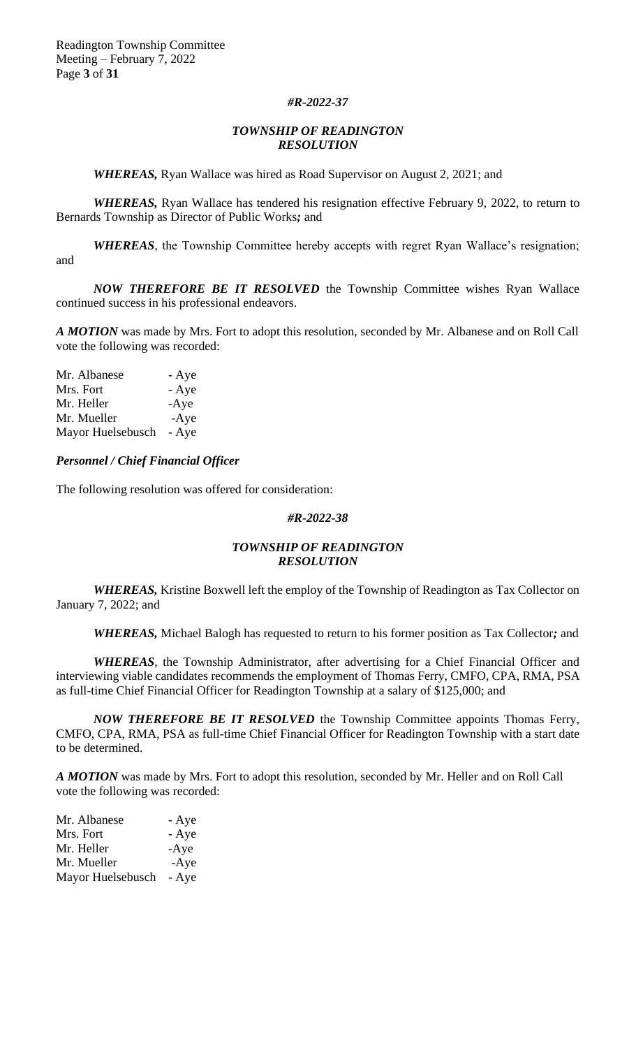***#R-2022-37***

***TOWNSHIP OF READINGTON***
***RESOLUTION***

***WHEREAS,*** Ryan Wallace was hired as Road Supervisor on August 2, 2021; and

***WHEREAS,*** Ryan Wallace has tendered his resignation effective February 9, 2022, to return to Bernards Township as Director of Public Works***;*** and

***WHEREAS***, the Township Committee hereby accepts with regret Ryan Wallace's resignation; and

***NOW THEREFORE BE IT RESOLVED*** the Township Committee wishes Ryan Wallace continued success in his professional endeavors.

***A MOTION*** was made by Mrs. Fort to adopt this resolution, seconded by Mr. Albanese and on Roll Call vote the following was recorded:

| | |
|---|---|
| Mr. Albanese | - Aye |
| Mrs. Fort | - Aye |
| Mr. Heller | -Aye |
| Mr. Mueller | -Aye |
| Mayor Huelsebusch | - Aye |

***Personnel / Chief Financial Officer***

The following resolution was offered for consideration:

***#R-2022-38***

***TOWNSHIP OF READINGTON***
***RESOLUTION***

***WHEREAS,*** Kristine Boxwell left the employ of the Township of Readington as Tax Collector on January 7, 2022; and

***WHEREAS,*** Michael Balogh has requested to return to his former position as Tax Collector***;*** and

***WHEREAS***, the Township Administrator, after advertising for a Chief Financial Officer and interviewing viable candidates recommends the employment of Thomas Ferry, CMFO, CPA, RMA, PSA as full-time Chief Financial Officer for Readington Township at a salary of $125,000; and

***NOW THEREFORE BE IT RESOLVED*** the Township Committee appoints Thomas Ferry, CMFO, CPA, RMA, PSA as full-time Chief Financial Officer for Readington Township with a start date to be determined.

***A MOTION*** was made by Mrs. Fort to adopt this resolution, seconded by Mr. Heller and on Roll Call vote the following was recorded:

| | |
|---|---|
| Mr. Albanese | - Aye |
| Mrs. Fort | - Aye |
| Mr. Heller | -Aye |
| Mr. Mueller | -Aye |
| Mayor Huelsebusch | - Aye |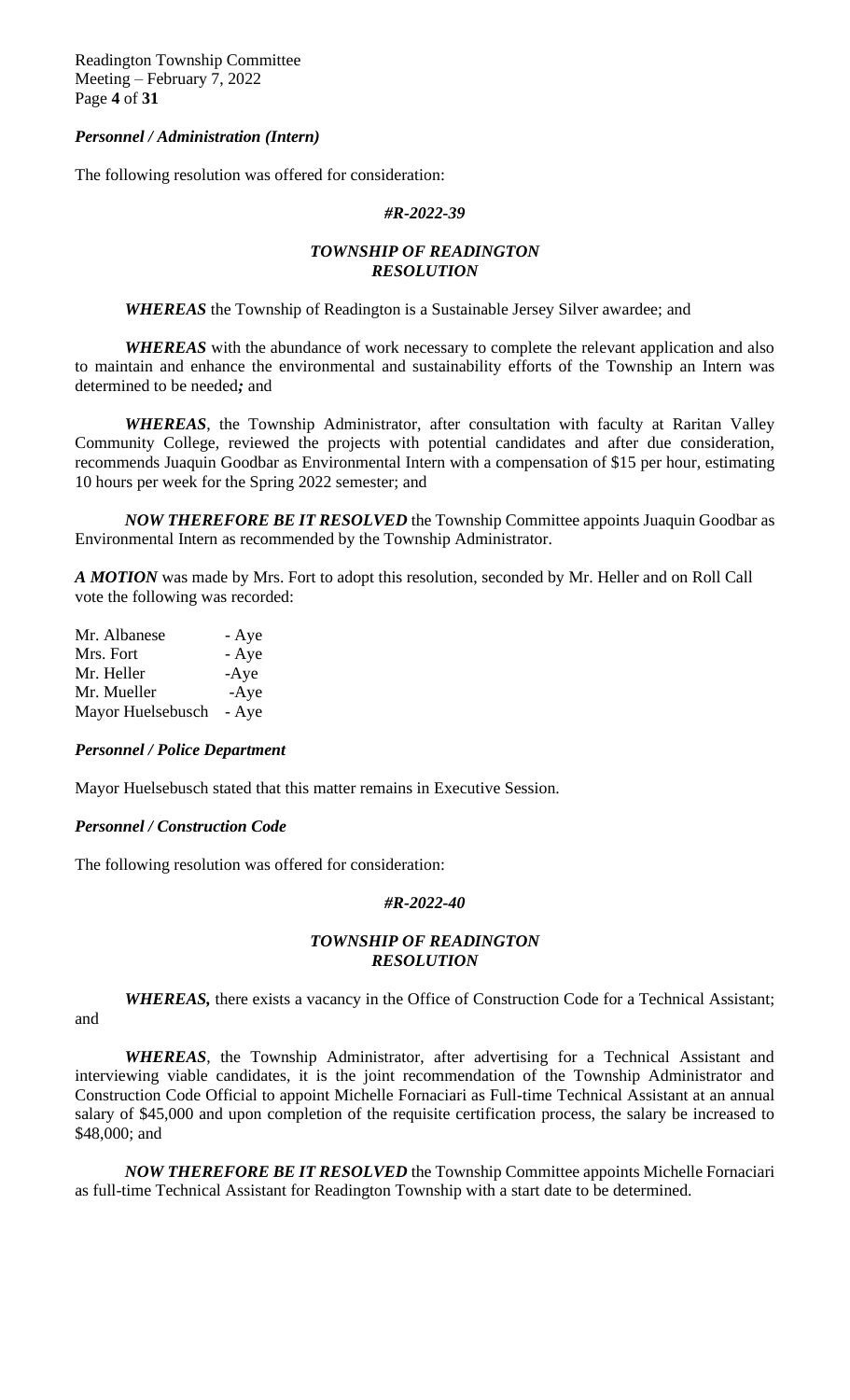***Personnel / Administration (Intern)***

The following resolution was offered for consideration:

***#R-2022-39***

***TOWNSHIP OF READINGTON***
***RESOLUTION***

***WHEREAS*** the Township of Readington is a Sustainable Jersey Silver awardee; and

***WHEREAS*** with the abundance of work necessary to complete the relevant application and also to maintain and enhance the environmental and sustainability efforts of the Township an Intern was determined to be needed***;*** and

***WHEREAS***, the Township Administrator, after consultation with faculty at Raritan Valley Community College, reviewed the projects with potential candidates and after due consideration, recommends Juaquin Goodbar as Environmental Intern with a compensation of $15 per hour, estimating 10 hours per week for the Spring 2022 semester; and

***NOW THEREFORE BE IT RESOLVED*** the Township Committee appoints Juaquin Goodbar as Environmental Intern as recommended by the Township Administrator.

***A MOTION*** was made by Mrs. Fort to adopt this resolution, seconded by Mr. Heller and on Roll Call vote the following was recorded:

| | |
|---|---|
| Mr. Albanese | - Aye |
| Mrs. Fort | - Aye |
| Mr. Heller | -Aye |
| Mr. Mueller | -Aye |
| Mayor Huelsebusch | - Aye |

***Personnel / Police Department***

Mayor Huelsebusch stated that this matter remains in Executive Session.

***Personnel / Construction Code***

The following resolution was offered for consideration:

***#R-2022-40***

***TOWNSHIP OF READINGTON***
***RESOLUTION***

***WHEREAS,*** there exists a vacancy in the Office of Construction Code for a Technical Assistant; and

***WHEREAS***, the Township Administrator, after advertising for a Technical Assistant and interviewing viable candidates, it is the joint recommendation of the Township Administrator and Construction Code Official to appoint Michelle Fornaciari as Full-time Technical Assistant at an annual salary of $45,000 and upon completion of the requisite certification process, the salary be increased to $48,000; and

***NOW THEREFORE BE IT RESOLVED*** the Township Committee appoints Michelle Fornaciari as full-time Technical Assistant for Readington Township with a start date to be determined.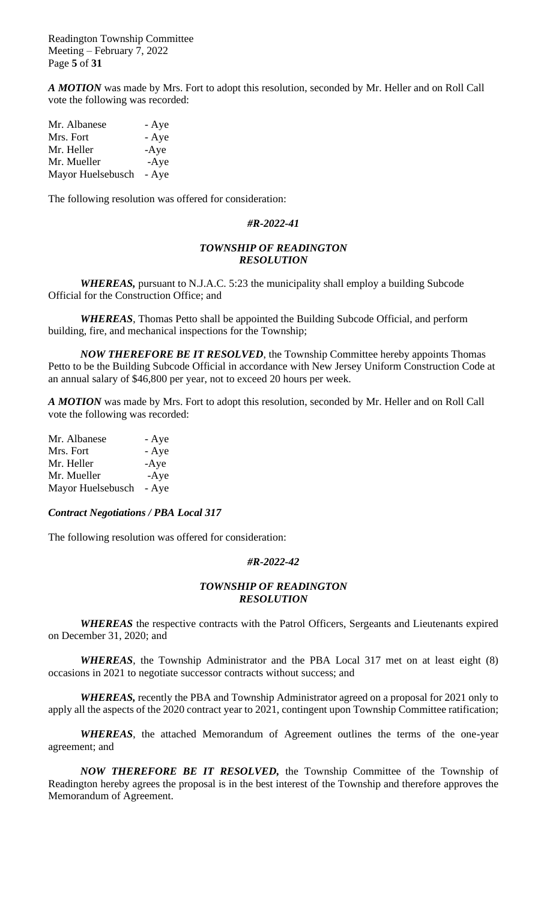***A MOTION*** was made by Mrs. Fort to adopt this resolution, seconded by Mr. Heller and on Roll Call vote the following was recorded:

| | |
|---|---|
| Mr. Albanese | - Aye |
| Mrs. Fort | - Aye |
| Mr. Heller | -Aye |
| Mr. Mueller | -Aye |
| Mayor Huelsebusch | - Aye |

The following resolution was offered for consideration:

***#R-2022-41***

***TOWNSHIP OF READINGTON***
***RESOLUTION***

***WHEREAS,*** pursuant to N.J.A.C. 5:23 the municipality shall employ a building Subcode Official for the Construction Office; and

***WHEREAS***, Thomas Petto shall be appointed the Building Subcode Official, and perform building, fire, and mechanical inspections for the Township;

***NOW THEREFORE BE IT RESOLVED***, the Township Committee hereby appoints Thomas Petto to be the Building Subcode Official in accordance with New Jersey Uniform Construction Code at an annual salary of $46,800 per year, not to exceed 20 hours per week.

***A MOTION*** was made by Mrs. Fort to adopt this resolution, seconded by Mr. Heller and on Roll Call vote the following was recorded:

| | |
|---|---|
| Mr. Albanese | - Aye |
| Mrs. Fort | - Aye |
| Mr. Heller | -Aye |
| Mr. Mueller | -Aye |
| Mayor Huelsebusch | - Aye |

***Contract Negotiations / PBA Local 317***

The following resolution was offered for consideration:

***#R-2022-42***

***TOWNSHIP OF READINGTON***
***RESOLUTION***

***WHEREAS*** the respective contracts with the Patrol Officers, Sergeants and Lieutenants expired on December 31, 2020; and

***WHEREAS***, the Township Administrator and the PBA Local 317 met on at least eight (8) occasions in 2021 to negotiate successor contracts without success; and

***WHEREAS,*** recently the PBA and Township Administrator agreed on a proposal for 2021 only to apply all the aspects of the 2020 contract year to 2021, contingent upon Township Committee ratification;

***WHEREAS***, the attached Memorandum of Agreement outlines the terms of the one-year agreement; and

***NOW THEREFORE BE IT RESOLVED,*** the Township Committee of the Township of Readington hereby agrees the proposal is in the best interest of the Township and therefore approves the Memorandum of Agreement.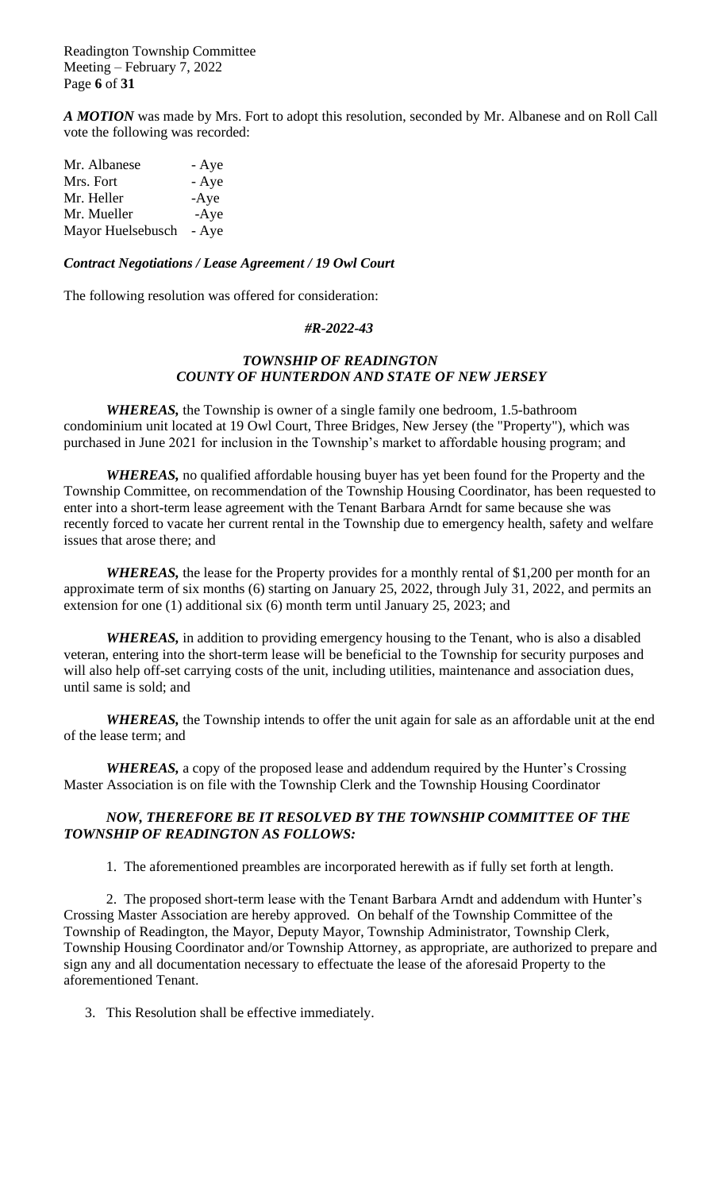***A MOTION*** was made by Mrs. Fort to adopt this resolution, seconded by Mr. Albanese and on Roll Call vote the following was recorded:

| | |
|---|---|
| Mr. Albanese | - Aye |
| Mrs. Fort | - Aye |
| Mr. Heller | -Aye |
| Mr. Mueller | -Aye |
| Mayor Huelsebusch | - Aye |

***Contract Negotiations / Lease Agreement / 19 Owl Court***

The following resolution was offered for consideration:

***#R-2022-43***

***TOWNSHIP OF READINGTON***
***COUNTY OF HUNTERDON AND STATE OF NEW JERSEY***

***WHEREAS,*** the Township is owner of a single family one bedroom, 1.5-bathroom condominium unit located at 19 Owl Court, Three Bridges, New Jersey (the "Property"), which was purchased in June 2021 for inclusion in the Township's market to affordable housing program; and

***WHEREAS,*** no qualified affordable housing buyer has yet been found for the Property and the Township Committee, on recommendation of the Township Housing Coordinator, has been requested to enter into a short-term lease agreement with the Tenant Barbara Arndt for same because she was recently forced to vacate her current rental in the Township due to emergency health, safety and welfare issues that arose there; and

***WHEREAS,*** the lease for the Property provides for a monthly rental of $1,200 per month for an approximate term of six months (6) starting on January 25, 2022, through July 31, 2022, and permits an extension for one (1) additional six (6) month term until January 25, 2023; and

***WHEREAS,*** in addition to providing emergency housing to the Tenant, who is also a disabled veteran, entering into the short-term lease will be beneficial to the Township for security purposes and will also help off-set carrying costs of the unit, including utilities, maintenance and association dues, until same is sold; and

***WHEREAS,*** the Township intends to offer the unit again for sale as an affordable unit at the end of the lease term; and

***WHEREAS,*** a copy of the proposed lease and addendum required by the Hunter's Crossing Master Association is on file with the Township Clerk and the Township Housing Coordinator

***NOW, THEREFORE BE IT RESOLVED BY THE TOWNSHIP COMMITTEE OF THE TOWNSHIP OF READINGTON AS FOLLOWS:***

1. The aforementioned preambles are incorporated herewith as if fully set forth at length.

2. The proposed short-term lease with the Tenant Barbara Arndt and addendum with Hunter's Crossing Master Association are hereby approved. On behalf of the Township Committee of the Township of Readington, the Mayor, Deputy Mayor, Township Administrator, Township Clerk, Township Housing Coordinator and/or Township Attorney, as appropriate, are authorized to prepare and sign any and all documentation necessary to effectuate the lease of the aforesaid Property to the aforementioned Tenant.

3. This Resolution shall be effective immediately.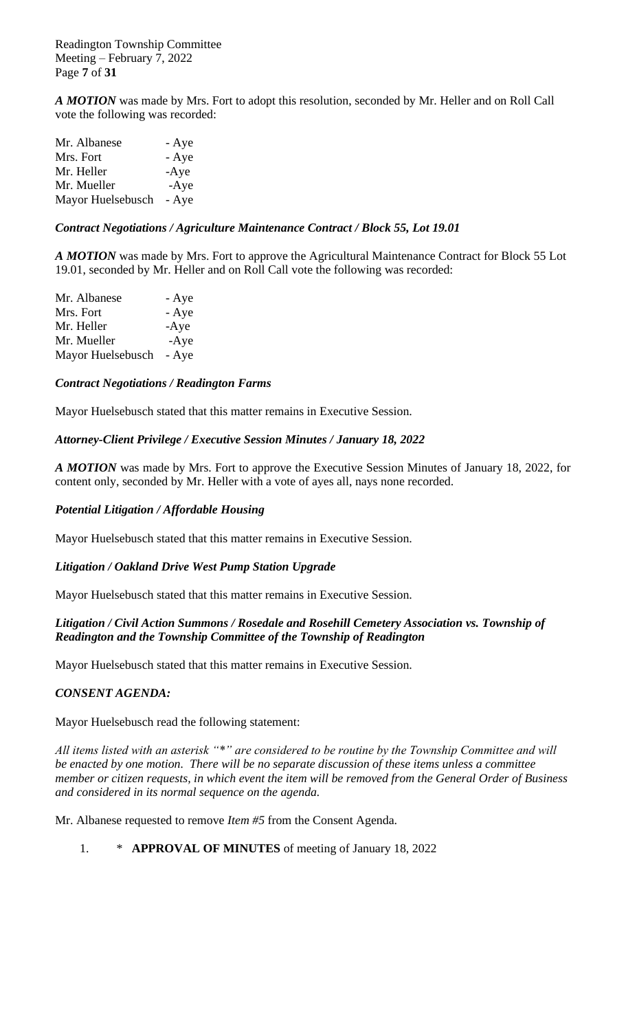*A MOTION* was made by Mrs. Fort to adopt this resolution, seconded by Mr. Heller and on Roll Call vote the following was recorded:

| | |
|---|---|
| Mr. Albanese | - Aye |
| Mrs. Fort | - Aye |
| Mr. Heller | -Aye |
| Mr. Mueller | -Aye |
| Mayor Huelsebusch | - Aye |

***Contract Negotiations / Agriculture Maintenance Contract / Block 55, Lot 19.01***

*A MOTION* was made by Mrs. Fort to approve the Agricultural Maintenance Contract for Block 55 Lot 19.01, seconded by Mr. Heller and on Roll Call vote the following was recorded:

| | |
|---|---|
| Mr. Albanese | - Aye |
| Mrs. Fort | - Aye |
| Mr. Heller | -Aye |
| Mr. Mueller | -Aye |
| Mayor Huelsebusch | - Aye |

***Contract Negotiations / Readington Farms***

Mayor Huelsebusch stated that this matter remains in Executive Session.

***Attorney-Client Privilege / Executive Session Minutes / January 18, 2022***

*A MOTION* was made by Mrs. Fort to approve the Executive Session Minutes of January 18, 2022, for content only, seconded by Mr. Heller with a vote of ayes all, nays none recorded.

***Potential Litigation / Affordable Housing***

Mayor Huelsebusch stated that this matter remains in Executive Session.

***Litigation / Oakland Drive West Pump Station Upgrade***

Mayor Huelsebusch stated that this matter remains in Executive Session.

***Litigation / Civil Action Summons / Rosedale and Rosehill Cemetery Association vs. Township of Readington and the Township Committee of the Township of Readington***

Mayor Huelsebusch stated that this matter remains in Executive Session.

***CONSENT AGENDA:***

Mayor Huelsebusch read the following statement:

*All items listed with an asterisk "*" are considered to be routine by the Township Committee and will be enacted by one motion. There will be no separate discussion of these items unless a committee member or citizen requests, in which event the item will be removed from the General Order of Business and considered in its normal sequence on the agenda.*

Mr. Albanese requested to remove *Item #5* from the Consent Agenda.

1. * **APPROVAL OF MINUTES** of meeting of January 18, 2022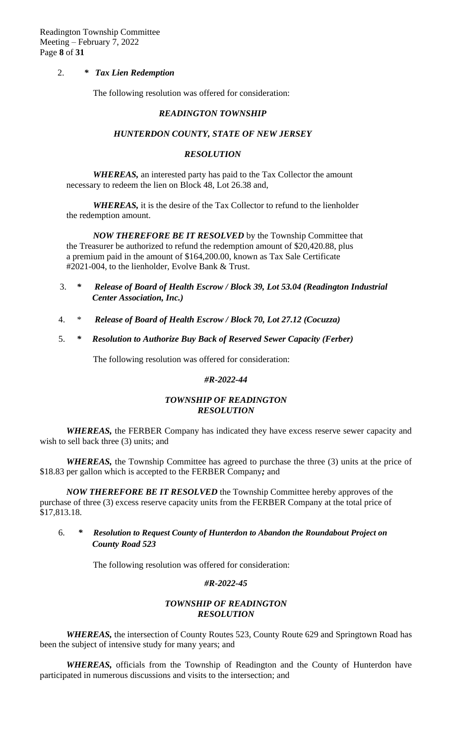2. ***Tax Lien Redemption***

The following resolution was offered for consideration:

***READINGTON TOWNSHIP***

***HUNTERDON COUNTY, STATE OF NEW JERSEY***

***RESOLUTION***

***WHEREAS,*** an interested party has paid to the Tax Collector the amount necessary to redeem the lien on Block 48, Lot 26.38 and,

***WHEREAS,*** it is the desire of the Tax Collector to refund to the lienholder the redemption amount.

***NOW THEREFORE BE IT RESOLVED*** by the Township Committee that the Treasurer be authorized to refund the redemption amount of $20,420.88, plus a premium paid in the amount of $164,200.00, known as Tax Sale Certificate #2021-004, to the lienholder, Evolve Bank & Trust.

3. ***Release of Board of Health Escrow / Block 39, Lot 53.04 (Readington Industrial Center Association, Inc.)***

4. * ***Release of Board of Health Escrow / Block 70, Lot 27.12 (Cocuzza)***

5. ***Resolution to Authorize Buy Back of Reserved Sewer Capacity (Ferber)***

The following resolution was offered for consideration:

***#R-2022-44***

***TOWNSHIP OF READINGTON***
***RESOLUTION***

***WHEREAS,*** the FERBER Company has indicated they have excess reserve sewer capacity and wish to sell back three (3) units; and

***WHEREAS,*** the Township Committee has agreed to purchase the three (3) units at the price of $18.83 per gallon which is accepted to the FERBER Company***;*** and

***NOW THEREFORE BE IT RESOLVED*** the Township Committee hereby approves of the purchase of three (3) excess reserve capacity units from the FERBER Company at the total price of $17,813.18.

6. ***Resolution to Request County of Hunterdon to Abandon the Roundabout Project on County Road 523***

The following resolution was offered for consideration:

***#R-2022-45***

***TOWNSHIP OF READINGTON***
***RESOLUTION***

***WHEREAS,*** the intersection of County Routes 523, County Route 629 and Springtown Road has been the subject of intensive study for many years; and

***WHEREAS,*** officials from the Township of Readington and the County of Hunterdon have participated in numerous discussions and visits to the intersection; and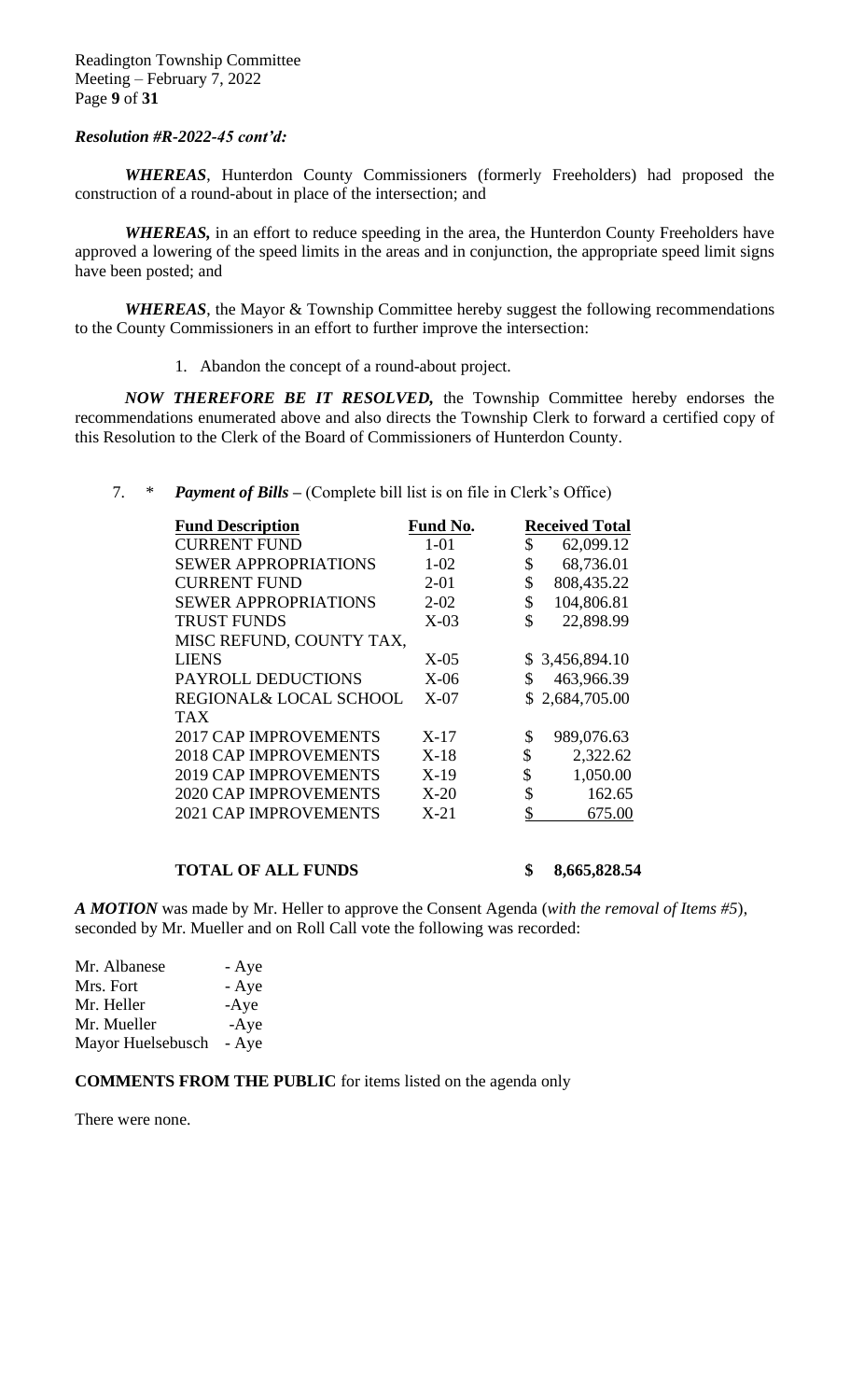***Resolution #R-2022-45 cont'd:***

***WHEREAS***, Hunterdon County Commissioners (formerly Freeholders) had proposed the construction of a round-about in place of the intersection; and

***WHEREAS,*** in an effort to reduce speeding in the area, the Hunterdon County Freeholders have approved a lowering of the speed limits in the areas and in conjunction, the appropriate speed limit signs have been posted; and

***WHEREAS***, the Mayor & Township Committee hereby suggest the following recommendations to the County Commissioners in an effort to further improve the intersection:

1. Abandon the concept of a round-about project.

***NOW THEREFORE BE IT RESOLVED,*** the Township Committee hereby endorses the recommendations enumerated above and also directs the Township Clerk to forward a certified copy of this Resolution to the Clerk of the Board of Commissioners of Hunterdon County.

7. \* ***Payment of Bills –*** (Complete bill list is on file in Clerk's Office)

| Fund Description | Fund No. | Received Total |
|---|---|---|
| CURRENT FUND | 1-01 | $ 62,099.12 |
| SEWER APPROPRIATIONS | 1-02 | $ 68,736.01 |
| CURRENT FUND | 2-01 | $ 808,435.22 |
| SEWER APPROPRIATIONS | 2-02 | $ 104,806.81 |
| TRUST FUNDS | X-03 | $ 22,898.99 |
| MISC REFUND, COUNTY TAX, LIENS | X-05 | $ 3,456,894.10 |
| PAYROLL DEDUCTIONS | X-06 | $ 463,966.39 |
| REGIONAL& LOCAL SCHOOL TAX | X-07 | $ 2,684,705.00 |
| 2017 CAP IMPROVEMENTS | X-17 | $ 989,076.63 |
| 2018 CAP IMPROVEMENTS | X-18 | $ 2,322.62 |
| 2019 CAP IMPROVEMENTS | X-19 | $ 1,050.00 |
| 2020 CAP IMPROVEMENTS | X-20 | $ 162.65 |
| 2021 CAP IMPROVEMENTS | X-21 | $ 675.00 |
| **TOTAL OF ALL FUNDS** | | **$ 8,665,828.54** |

***A MOTION*** was made by Mr. Heller to approve the Consent Agenda (*with the removal of Items #5*), seconded by Mr. Mueller and on Roll Call vote the following was recorded:

Mr. Albanese - Aye
Mrs. Fort - Aye
Mr. Heller -Aye
Mr. Mueller -Aye
Mayor Huelsebusch - Aye

**COMMENTS FROM THE PUBLIC** for items listed on the agenda only

There were none.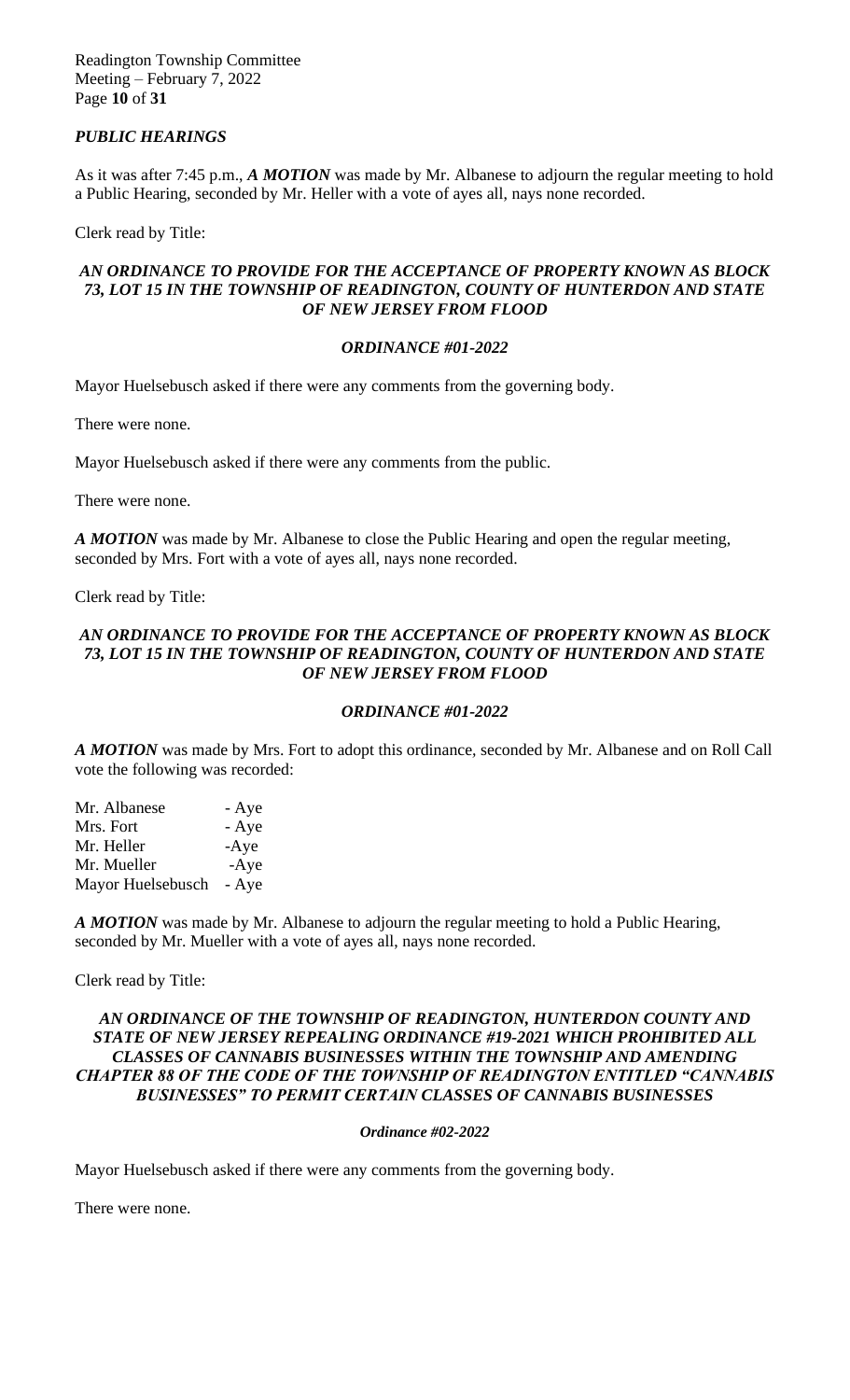## *PUBLIC HEARINGS*

As it was after 7:45 p.m., ***A MOTION*** was made by Mr. Albanese to adjourn the regular meeting to hold a Public Hearing, seconded by Mr. Heller with a vote of ayes all, nays none recorded.

Clerk read by Title:

***AN ORDINANCE TO PROVIDE FOR THE ACCEPTANCE OF PROPERTY KNOWN AS BLOCK 73, LOT 15 IN THE TOWNSHIP OF READINGTON, COUNTY OF HUNTERDON AND STATE OF NEW JERSEY FROM FLOOD***

***ORDINANCE #01-2022***

Mayor Huelsebusch asked if there were any comments from the governing body.

There were none.

Mayor Huelsebusch asked if there were any comments from the public.

There were none.

***A MOTION*** was made by Mr. Albanese to close the Public Hearing and open the regular meeting, seconded by Mrs. Fort with a vote of ayes all, nays none recorded.

Clerk read by Title:

***AN ORDINANCE TO PROVIDE FOR THE ACCEPTANCE OF PROPERTY KNOWN AS BLOCK 73, LOT 15 IN THE TOWNSHIP OF READINGTON, COUNTY OF HUNTERDON AND STATE OF NEW JERSEY FROM FLOOD***

***ORDINANCE #01-2022***

***A MOTION*** was made by Mrs. Fort to adopt this ordinance, seconded by Mr. Albanese and on Roll Call vote the following was recorded:

Mr. Albanese - Aye
Mrs. Fort - Aye
Mr. Heller -Aye
Mr. Mueller -Aye
Mayor Huelsebusch - Aye

***A MOTION*** was made by Mr. Albanese to adjourn the regular meeting to hold a Public Hearing, seconded by Mr. Mueller with a vote of ayes all, nays none recorded.

Clerk read by Title:

***AN ORDINANCE OF THE TOWNSHIP OF READINGTON, HUNTERDON COUNTY AND STATE OF NEW JERSEY REPEALING ORDINANCE #19-2021 WHICH PROHIBITED ALL CLASSES OF CANNABIS BUSINESSES WITHIN THE TOWNSHIP AND AMENDING CHAPTER 88 OF THE CODE OF THE TOWNSHIP OF READINGTON ENTITLED "CANNABIS BUSINESSES" TO PERMIT CERTAIN CLASSES OF CANNABIS BUSINESSES***

***Ordinance #02-2022***

Mayor Huelsebusch asked if there were any comments from the governing body.

There were none.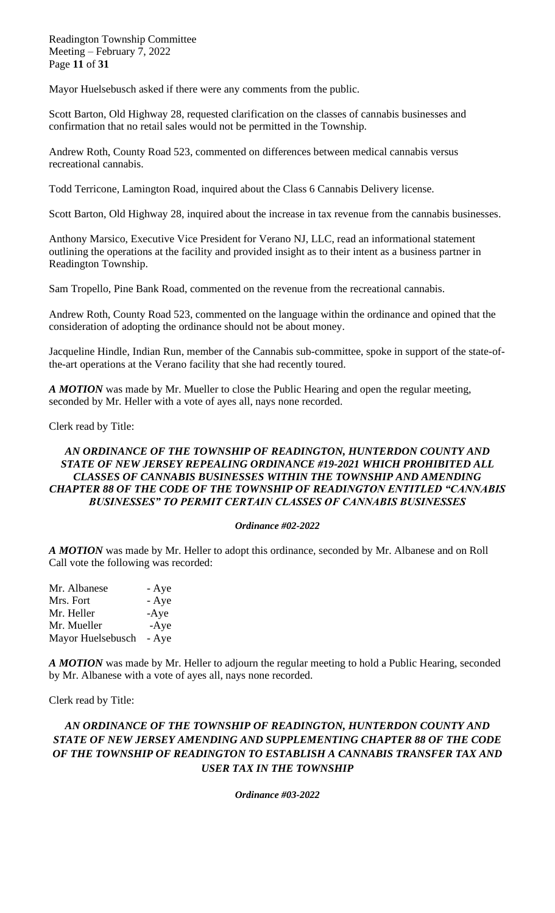Mayor Huelsebusch asked if there were any comments from the public.

Scott Barton, Old Highway 28, requested clarification on the classes of cannabis businesses and confirmation that no retail sales would not be permitted in the Township.

Andrew Roth, County Road 523, commented on differences between medical cannabis versus recreational cannabis.

Todd Terricone, Lamington Road, inquired about the Class 6 Cannabis Delivery license.

Scott Barton, Old Highway 28, inquired about the increase in tax revenue from the cannabis businesses.

Anthony Marsico, Executive Vice President for Verano NJ, LLC, read an informational statement outlining the operations at the facility and provided insight as to their intent as a business partner in Readington Township.

Sam Tropello, Pine Bank Road, commented on the revenue from the recreational cannabis.

Andrew Roth, County Road 523, commented on the language within the ordinance and opined that the consideration of adopting the ordinance should not be about money.

Jacqueline Hindle, Indian Run, member of the Cannabis sub-committee, spoke in support of the state-of-the-art operations at the Verano facility that she had recently toured.

***A MOTION*** was made by Mr. Mueller to close the Public Hearing and open the regular meeting, seconded by Mr. Heller with a vote of ayes all, nays none recorded.

Clerk read by Title:

***AN ORDINANCE OF THE TOWNSHIP OF READINGTON, HUNTERDON COUNTY AND STATE OF NEW JERSEY REPEALING ORDINANCE #19-2021 WHICH PROHIBITED ALL CLASSES OF CANNABIS BUSINESSES WITHIN THE TOWNSHIP AND AMENDING CHAPTER 88 OF THE CODE OF THE TOWNSHIP OF READINGTON ENTITLED "CANNABIS BUSINESSES" TO PERMIT CERTAIN CLASSES OF CANNABIS BUSINESSES***

***Ordinance #02-2022***

***A MOTION*** was made by Mr. Heller to adopt this ordinance, seconded by Mr. Albanese and on Roll Call vote the following was recorded:

Mr. Albanese - Aye
Mrs. Fort - Aye
Mr. Heller -Aye
Mr. Mueller -Aye
Mayor Huelsebusch - Aye

***A MOTION*** was made by Mr. Heller to adjourn the regular meeting to hold a Public Hearing, seconded by Mr. Albanese with a vote of ayes all, nays none recorded.

Clerk read by Title:

***AN ORDINANCE OF THE TOWNSHIP OF READINGTON, HUNTERDON COUNTY AND STATE OF NEW JERSEY AMENDING AND SUPPLEMENTING CHAPTER 88 OF THE CODE OF THE TOWNSHIP OF READINGTON TO ESTABLISH A CANNABIS TRANSFER TAX AND USER TAX IN THE TOWNSHIP***

***Ordinance #03-2022***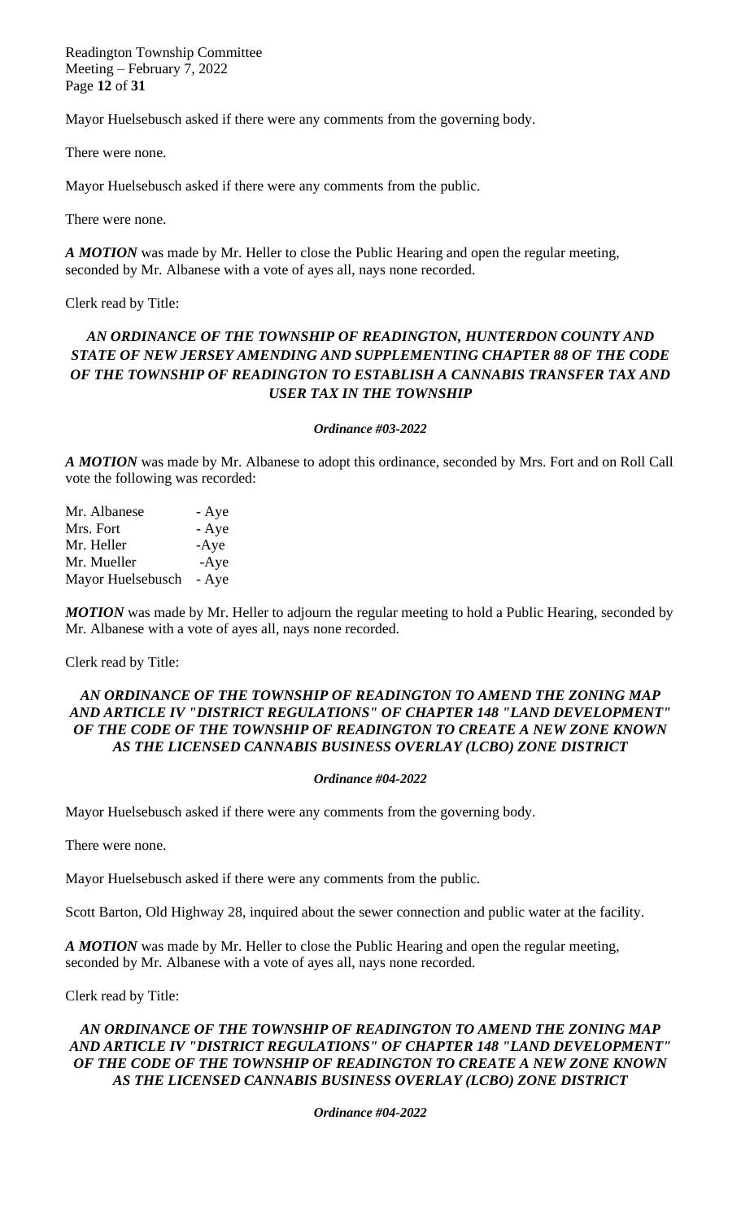Mayor Huelsebusch asked if there were any comments from the governing body.

There were none.

Mayor Huelsebusch asked if there were any comments from the public.

There were none.

***A MOTION*** was made by Mr. Heller to close the Public Hearing and open the regular meeting, seconded by Mr. Albanese with a vote of ayes all, nays none recorded.

Clerk read by Title:

***AN ORDINANCE OF THE TOWNSHIP OF READINGTON, HUNTERDON COUNTY AND STATE OF NEW JERSEY AMENDING AND SUPPLEMENTING CHAPTER 88 OF THE CODE OF THE TOWNSHIP OF READINGTON TO ESTABLISH A CANNABIS TRANSFER TAX AND USER TAX IN THE TOWNSHIP***

***Ordinance #03-2022***

***A MOTION*** was made by Mr. Albanese to adopt this ordinance, seconded by Mrs. Fort and on Roll Call vote the following was recorded:

| | |
|---|---|
| Mr. Albanese | - Aye |
| Mrs. Fort | - Aye |
| Mr. Heller | -Aye |
| Mr. Mueller | -Aye |
| Mayor Huelsebusch | - Aye |

***MOTION*** was made by Mr. Heller to adjourn the regular meeting to hold a Public Hearing, seconded by Mr. Albanese with a vote of ayes all, nays none recorded.

Clerk read by Title:

***AN ORDINANCE OF THE TOWNSHIP OF READINGTON TO AMEND THE ZONING MAP AND ARTICLE IV "DISTRICT REGULATIONS" OF CHAPTER 148 "LAND DEVELOPMENT" OF THE CODE OF THE TOWNSHIP OF READINGTON TO CREATE A NEW ZONE KNOWN AS THE LICENSED CANNABIS BUSINESS OVERLAY (LCBO) ZONE DISTRICT***

***Ordinance #04-2022***

Mayor Huelsebusch asked if there were any comments from the governing body.

There were none.

Mayor Huelsebusch asked if there were any comments from the public.

Scott Barton, Old Highway 28, inquired about the sewer connection and public water at the facility.

***A MOTION*** was made by Mr. Heller to close the Public Hearing and open the regular meeting, seconded by Mr. Albanese with a vote of ayes all, nays none recorded.

Clerk read by Title:

***AN ORDINANCE OF THE TOWNSHIP OF READINGTON TO AMEND THE ZONING MAP AND ARTICLE IV "DISTRICT REGULATIONS" OF CHAPTER 148 "LAND DEVELOPMENT" OF THE CODE OF THE TOWNSHIP OF READINGTON TO CREATE A NEW ZONE KNOWN AS THE LICENSED CANNABIS BUSINESS OVERLAY (LCBO) ZONE DISTRICT***

***Ordinance #04-2022***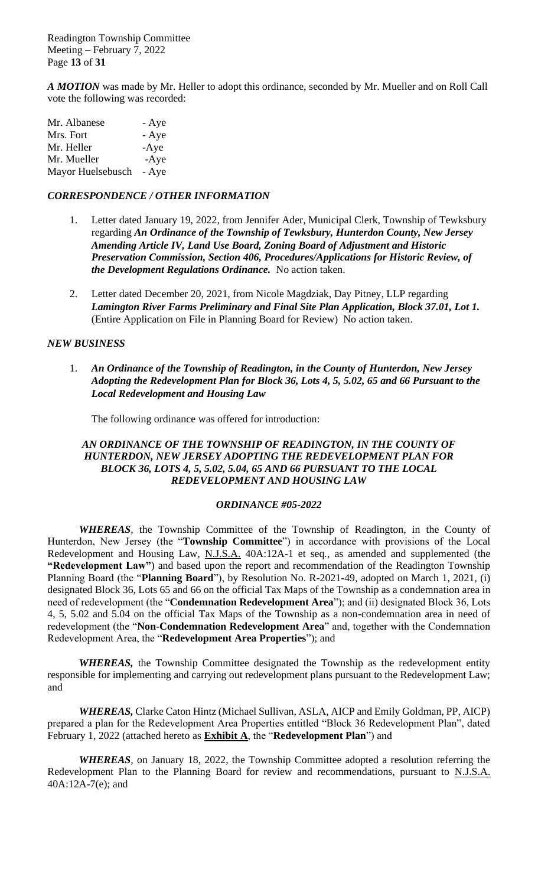***A MOTION*** was made by Mr. Heller to adopt this ordinance, seconded by Mr. Mueller and on Roll Call vote the following was recorded:

| | |
|---|---|
| Mr. Albanese | - Aye |
| Mrs. Fort | - Aye |
| Mr. Heller | -Aye |
| Mr. Mueller | -Aye |
| Mayor Huelsebusch | - Aye |

### ***CORRESPONDENCE / OTHER INFORMATION***

1. Letter dated January 19, 2022, from Jennifer Ader, Municipal Clerk, Township of Tewksbury regarding ***An Ordinance of the Township of Tewksbury, Hunterdon County, New Jersey Amending Article IV, Land Use Board, Zoning Board of Adjustment and Historic Preservation Commission, Section 406, Procedures/Applications for Historic Review, of the Development Regulations Ordinance.*** No action taken.

2. Letter dated December 20, 2021, from Nicole Magdziak, Day Pitney, LLP regarding ***Lamington River Farms Preliminary and Final Site Plan Application, Block 37.01, Lot 1.*** (Entire Application on File in Planning Board for Review) No action taken.

### ***NEW BUSINESS***

1. ***An Ordinance of the Township of Readington, in the County of Hunterdon, New Jersey Adopting the Redevelopment Plan for Block 36, Lots 4, 5, 5.02, 65 and 66 Pursuant to the Local Redevelopment and Housing Law***

   The following ordinance was offered for introduction:

***AN ORDINANCE OF THE TOWNSHIP OF READINGTON, IN THE COUNTY OF HUNTERDON, NEW JERSEY ADOPTING THE REDEVELOPMENT PLAN FOR BLOCK 36, LOTS 4, 5, 5.02, 5.04, 65 AND 66 PURSUANT TO THE LOCAL REDEVELOPMENT AND HOUSING LAW***

***ORDINANCE #05-2022***

***WHEREAS***, the Township Committee of the Township of Readington, in the County of Hunterdon, New Jersey (the "**Township Committee**") in accordance with provisions of the Local Redevelopment and Housing Law, N.J.S.A. 40A:12A-1 et seq., as amended and supplemented (the **"Redevelopment Law"**) and based upon the report and recommendation of the Readington Township Planning Board (the "**Planning Board**"), by Resolution No. R-2021-49, adopted on March 1, 2021, (i) designated Block 36, Lots 65 and 66 on the official Tax Maps of the Township as a condemnation area in need of redevelopment (the "**Condemnation Redevelopment Area**"); and (ii) designated Block 36, Lots 4, 5, 5.02 and 5.04 on the official Tax Maps of the Township as a non-condemnation area in need of redevelopment (the "**Non-Condemnation Redevelopment Area**" and, together with the Condemnation Redevelopment Area, the "**Redevelopment Area Properties**"); and

***WHEREAS,*** the Township Committee designated the Township as the redevelopment entity responsible for implementing and carrying out redevelopment plans pursuant to the Redevelopment Law; and

***WHEREAS,*** Clarke Caton Hintz (Michael Sullivan, ASLA, AICP and Emily Goldman, PP, AICP) prepared a plan for the Redevelopment Area Properties entitled "Block 36 Redevelopment Plan", dated February 1, 2022 (attached hereto as **Exhibit A**, the "**Redevelopment Plan**") and

***WHEREAS***, on January 18, 2022, the Township Committee adopted a resolution referring the Redevelopment Plan to the Planning Board for review and recommendations, pursuant to N.J.S.A. 40A:12A-7(e); and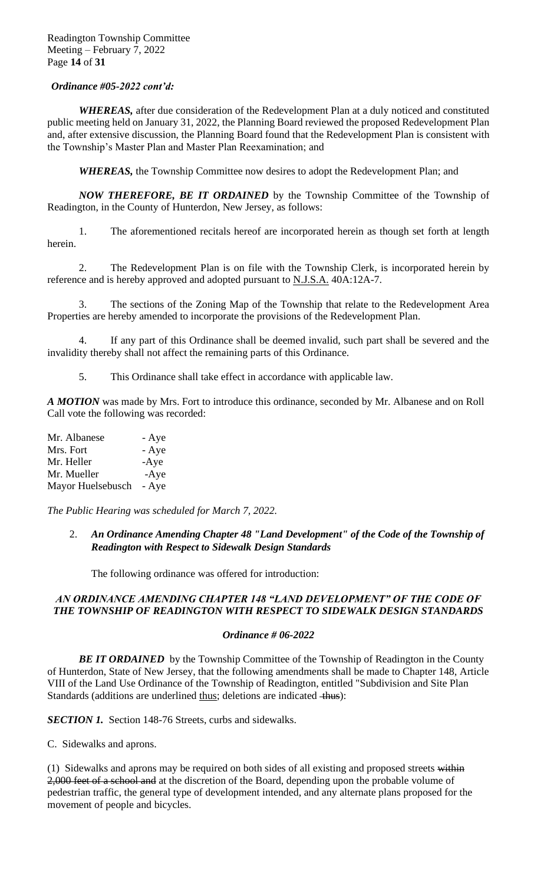*Ordinance #05-2022 cont'd:*

***WHEREAS,*** after due consideration of the Redevelopment Plan at a duly noticed and constituted public meeting held on January 31, 2022, the Planning Board reviewed the proposed Redevelopment Plan and, after extensive discussion, the Planning Board found that the Redevelopment Plan is consistent with the Township's Master Plan and Master Plan Reexamination; and

***WHEREAS,*** the Township Committee now desires to adopt the Redevelopment Plan; and

***NOW THEREFORE, BE IT ORDAINED*** by the Township Committee of the Township of Readington, in the County of Hunterdon, New Jersey, as follows:

1. The aforementioned recitals hereof are incorporated herein as though set forth at length herein.

2. The Redevelopment Plan is on file with the Township Clerk, is incorporated herein by reference and is hereby approved and adopted pursuant to N.J.S.A. 40A:12A-7.

3. The sections of the Zoning Map of the Township that relate to the Redevelopment Area Properties are hereby amended to incorporate the provisions of the Redevelopment Plan.

4. If any part of this Ordinance shall be deemed invalid, such part shall be severed and the invalidity thereby shall not affect the remaining parts of this Ordinance.

5. This Ordinance shall take effect in accordance with applicable law.

***A MOTION*** was made by Mrs. Fort to introduce this ordinance, seconded by Mr. Albanese and on Roll Call vote the following was recorded:

| | |
|---|---|
| Mr. Albanese | - Aye |
| Mrs. Fort | - Aye |
| Mr. Heller | -Aye |
| Mr. Mueller | -Aye |
| Mayor Huelsebusch | - Aye |

*The Public Hearing was scheduled for March 7, 2022.*

2. ***An Ordinance Amending Chapter 48 "Land Development" of the Code of the Township of Readington with Respect to Sidewalk Design Standards***

The following ordinance was offered for introduction:

***AN ORDINANCE AMENDING CHAPTER 148 "LAND DEVELOPMENT" OF THE CODE OF THE TOWNSHIP OF READINGTON WITH RESPECT TO SIDEWALK DESIGN STANDARDS***

***Ordinance # 06-2022***

***BE IT ORDAINED*** by the Township Committee of the Township of Readington in the County of Hunterdon, State of New Jersey, that the following amendments shall be made to Chapter 148, Article VIII of the Land Use Ordinance of the Township of Readington, entitled "Subdivision and Site Plan Standards (additions are underlined thus; deletions are indicated ~~thus~~):

***SECTION 1.*** Section 148-76 Streets, curbs and sidewalks.

C. Sidewalks and aprons.

(1) Sidewalks and aprons may be required on both sides of all existing and proposed streets ~~within 2,000 feet of a school and~~ at the discretion of the Board, depending upon the probable volume of pedestrian traffic, the general type of development intended, and any alternate plans proposed for the movement of people and bicycles.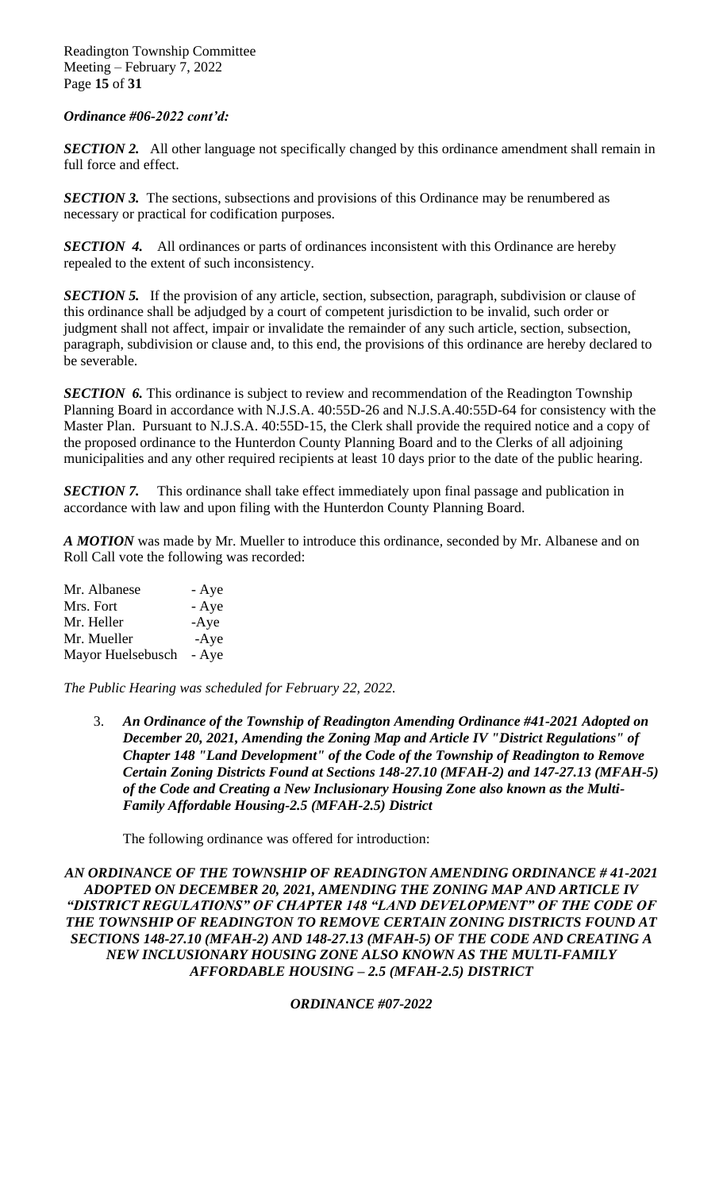***Ordinance #06-2022 cont'd:***

***SECTION 2.*** All other language not specifically changed by this ordinance amendment shall remain in full force and effect.

***SECTION 3.*** The sections, subsections and provisions of this Ordinance may be renumbered as necessary or practical for codification purposes.

***SECTION 4.*** All ordinances or parts of ordinances inconsistent with this Ordinance are hereby repealed to the extent of such inconsistency.

***SECTION 5.*** If the provision of any article, section, subsection, paragraph, subdivision or clause of this ordinance shall be adjudged by a court of competent jurisdiction to be invalid, such order or judgment shall not affect, impair or invalidate the remainder of any such article, section, subsection, paragraph, subdivision or clause and, to this end, the provisions of this ordinance are hereby declared to be severable.

***SECTION 6.*** This ordinance is subject to review and recommendation of the Readington Township Planning Board in accordance with N.J.S.A. 40:55D-26 and N.J.S.A.40:55D-64 for consistency with the Master Plan. Pursuant to N.J.S.A. 40:55D-15, the Clerk shall provide the required notice and a copy of the proposed ordinance to the Hunterdon County Planning Board and to the Clerks of all adjoining municipalities and any other required recipients at least 10 days prior to the date of the public hearing.

***SECTION 7.*** This ordinance shall take effect immediately upon final passage and publication in accordance with law and upon filing with the Hunterdon County Planning Board.

***A MOTION*** was made by Mr. Mueller to introduce this ordinance, seconded by Mr. Albanese and on Roll Call vote the following was recorded:

Mr. Albanese - Aye
Mrs. Fort - Aye
Mr. Heller -Aye
Mr. Mueller -Aye
Mayor Huelsebusch - Aye

*The Public Hearing was scheduled for February 22, 2022.*

3. ***An Ordinance of the Township of Readington Amending Ordinance #41-2021 Adopted on December 20, 2021, Amending the Zoning Map and Article IV "District Regulations" of Chapter 148 "Land Development" of the Code of the Township of Readington to Remove Certain Zoning Districts Found at Sections 148-27.10 (MFAH-2) and 147-27.13 (MFAH-5) of the Code and Creating a New Inclusionary Housing Zone also known as the Multi-Family Affordable Housing-2.5 (MFAH-2.5) District***

   The following ordinance was offered for introduction:

***AN ORDINANCE OF THE TOWNSHIP OF READINGTON AMENDING ORDINANCE # 41-2021 ADOPTED ON DECEMBER 20, 2021, AMENDING THE ZONING MAP AND ARTICLE IV "DISTRICT REGULATIONS" OF CHAPTER 148 "LAND DEVELOPMENT" OF THE CODE OF THE TOWNSHIP OF READINGTON TO REMOVE CERTAIN ZONING DISTRICTS FOUND AT SECTIONS 148-27.10 (MFAH-2) AND 148-27.13 (MFAH-5) OF THE CODE AND CREATING A NEW INCLUSIONARY HOUSING ZONE ALSO KNOWN AS THE MULTI-FAMILY AFFORDABLE HOUSING – 2.5 (MFAH-2.5) DISTRICT***

***ORDINANCE #07-2022***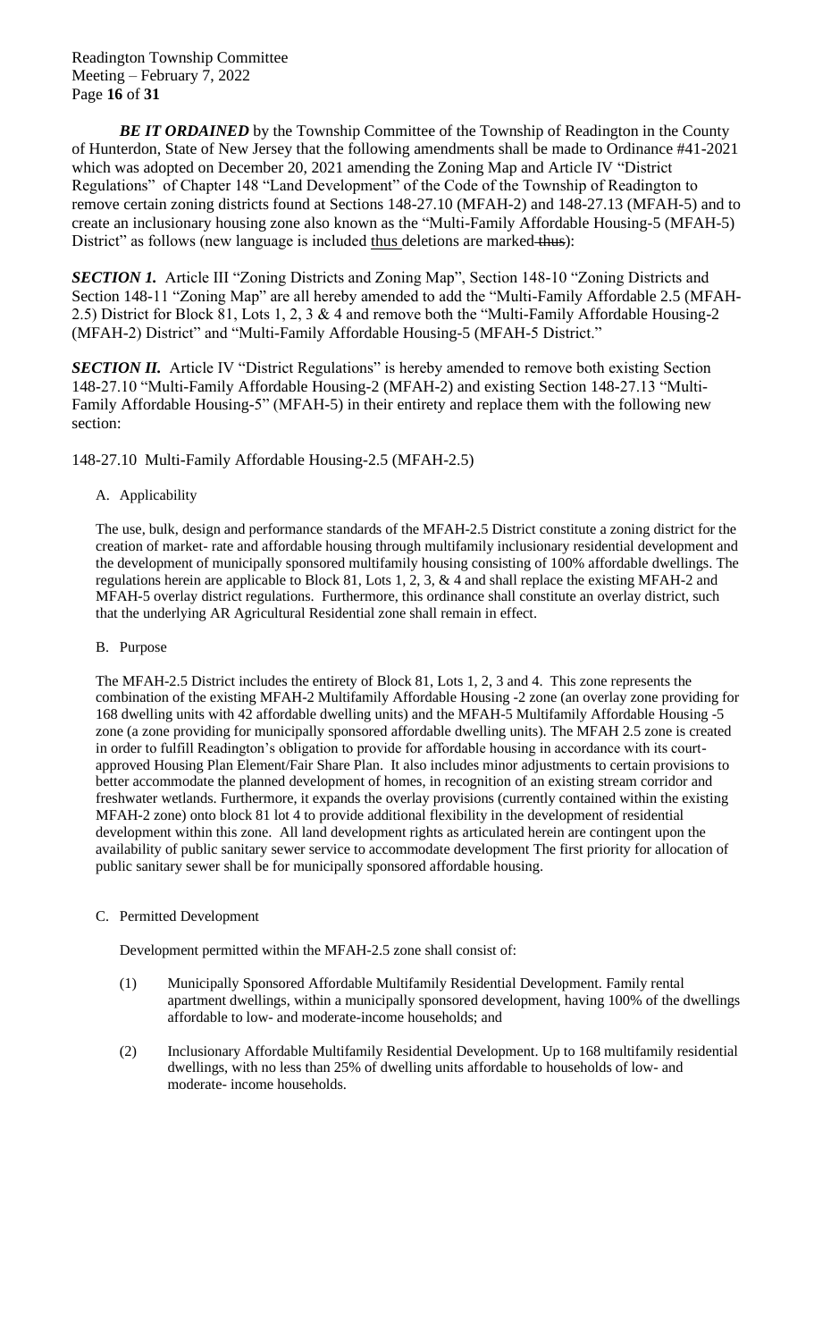***BE IT ORDAINED*** by the Township Committee of the Township of Readington in the County of Hunterdon, State of New Jersey that the following amendments shall be made to Ordinance #41-2021 which was adopted on December 20, 2021 amending the Zoning Map and Article IV "District Regulations" of Chapter 148 "Land Development" of the Code of the Township of Readington to remove certain zoning districts found at Sections 148-27.10 (MFAH-2) and 148-27.13 (MFAH-5) and to create an inclusionary housing zone also known as the "Multi-Family Affordable Housing-5 (MFAH-5) District" as follows (new language is included <u>thus</u> deletions are marked ~~thus~~):

***SECTION 1.*** Article III "Zoning Districts and Zoning Map", Section 148-10 "Zoning Districts and Section 148-11 "Zoning Map" are all hereby amended to add the "Multi-Family Affordable 2.5 (MFAH-2.5) District for Block 81, Lots 1, 2, 3 & 4 and remove both the "Multi-Family Affordable Housing-2 (MFAH-2) District" and "Multi-Family Affordable Housing-5 (MFAH-5 District."

***SECTION II.*** Article IV "District Regulations" is hereby amended to remove both existing Section 148-27.10 "Multi-Family Affordable Housing-2 (MFAH-2) and existing Section 148-27.13 "Multi-Family Affordable Housing-5" (MFAH-5) in their entirety and replace them with the following new section:

148-27.10 Multi-Family Affordable Housing-2.5 (MFAH-2.5)

A. Applicability

The use, bulk, design and performance standards of the MFAH-2.5 District constitute a zoning district for the creation of market- rate and affordable housing through multifamily inclusionary residential development and the development of municipally sponsored multifamily housing consisting of 100% affordable dwellings. The regulations herein are applicable to Block 81, Lots 1, 2, 3, & 4 and shall replace the existing MFAH-2 and MFAH-5 overlay district regulations. Furthermore, this ordinance shall constitute an overlay district, such that the underlying AR Agricultural Residential zone shall remain in effect.

B. Purpose

The MFAH-2.5 District includes the entirety of Block 81, Lots 1, 2, 3 and 4. This zone represents the combination of the existing MFAH-2 Multifamily Affordable Housing -2 zone (an overlay zone providing for 168 dwelling units with 42 affordable dwelling units) and the MFAH-5 Multifamily Affordable Housing -5 zone (a zone providing for municipally sponsored affordable dwelling units). The MFAH 2.5 zone is created in order to fulfill Readington's obligation to provide for affordable housing in accordance with its court-approved Housing Plan Element/Fair Share Plan. It also includes minor adjustments to certain provisions to better accommodate the planned development of homes, in recognition of an existing stream corridor and freshwater wetlands. Furthermore, it expands the overlay provisions (currently contained within the existing MFAH-2 zone) onto block 81 lot 4 to provide additional flexibility in the development of residential development within this zone. All land development rights as articulated herein are contingent upon the availability of public sanitary sewer service to accommodate development The first priority for allocation of public sanitary sewer shall be for municipally sponsored affordable housing.

C. Permitted Development

Development permitted within the MFAH-2.5 zone shall consist of:

(1) Municipally Sponsored Affordable Multifamily Residential Development. Family rental apartment dwellings, within a municipally sponsored development, having 100% of the dwellings affordable to low- and moderate-income households; and

(2) Inclusionary Affordable Multifamily Residential Development. Up to 168 multifamily residential dwellings, with no less than 25% of dwelling units affordable to households of low- and moderate- income households.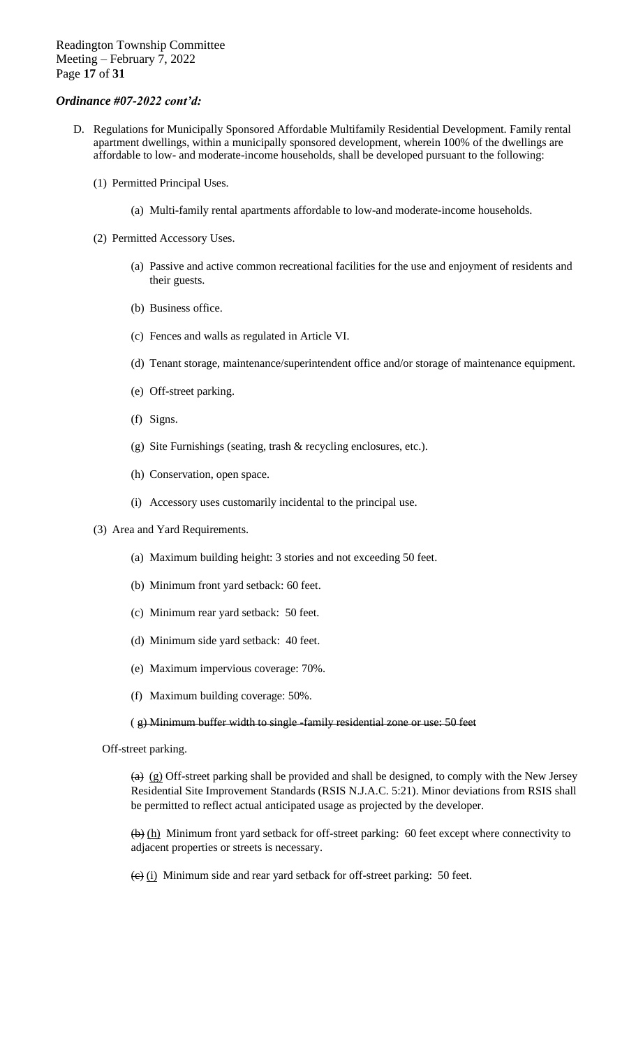***Ordinance #07-2022 cont'd:***

D. Regulations for Municipally Sponsored Affordable Multifamily Residential Development. Family rental apartment dwellings, within a municipally sponsored development, wherein 100% of the dwellings are affordable to low- and moderate-income households, shall be developed pursuant to the following:

   (1) Permitted Principal Uses.

      (a) Multi-family rental apartments affordable to low-and moderate-income households.

   (2) Permitted Accessory Uses.

      (a) Passive and active common recreational facilities for the use and enjoyment of residents and their guests.

      (b) Business office.

      (c) Fences and walls as regulated in Article VI.

      (d) Tenant storage, maintenance/superintendent office and/or storage of maintenance equipment.

      (e) Off-street parking.

      (f) Signs.

      (g) Site Furnishings (seating, trash & recycling enclosures, etc.).

      (h) Conservation, open space.

      (i) Accessory uses customarily incidental to the principal use.

   (3) Area and Yard Requirements.

      (a) Maximum building height: 3 stories and not exceeding 50 feet.

      (b) Minimum front yard setback: 60 feet.

      (c) Minimum rear yard setback: 50 feet.

      (d) Minimum side yard setback: 40 feet.

      (e) Maximum impervious coverage: 70%.

      (f) Maximum building coverage: 50%.

      ( ~~g) Minimum buffer width to single -family residential zone or use: 50 feet~~

   Off-street parking.

      ~~(a)~~ <u>(g)</u> Off-street parking shall be provided and shall be designed, to comply with the New Jersey Residential Site Improvement Standards (RSIS N.J.A.C. 5:21). Minor deviations from RSIS shall be permitted to reflect actual anticipated usage as projected by the developer.

      ~~(b)~~ <u>(h)</u> Minimum front yard setback for off-street parking: 60 feet except where connectivity to adjacent properties or streets is necessary.

      ~~(c)~~ <u>(i)</u> Minimum side and rear yard setback for off-street parking: 50 feet.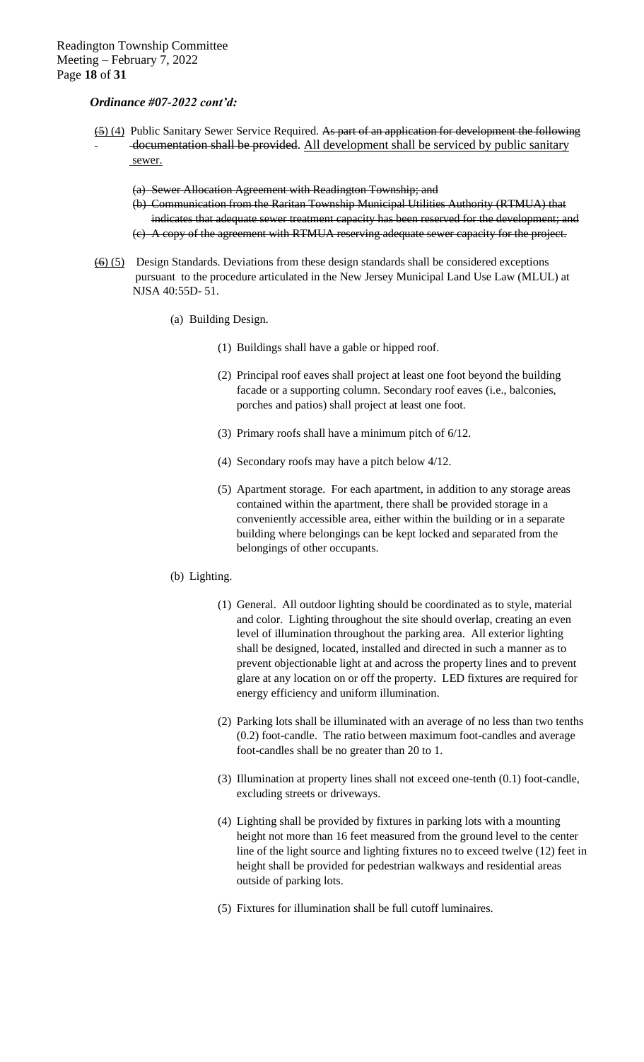*Ordinance #07-2022 cont'd:*

~~(5)~~ (4) Public Sanitary Sewer Service Required. ~~As part of an application for development the following documentation shall be provided~~. <u>All development shall be serviced by public sanitary sewer.</u>

~~(a) Sewer Allocation Agreement with Readington Township; and~~

~~(b) Communication from the Raritan Township Municipal Utilities Authority (RTMUA) that indicates that adequate sewer treatment capacity has been reserved for the development; and~~

~~(c) A copy of the agreement with RTMUA reserving adequate sewer capacity for the project.~~

~~(6)~~ (5) Design Standards. Deviations from these design standards shall be considered exceptions pursuant to the procedure articulated in the New Jersey Municipal Land Use Law (MLUL) at NJSA 40:55D- 51.

(a) Building Design.

(1) Buildings shall have a gable or hipped roof.

(2) Principal roof eaves shall project at least one foot beyond the building facade or a supporting column. Secondary roof eaves (i.e., balconies, porches and patios) shall project at least one foot.

(3) Primary roofs shall have a minimum pitch of 6/12.

(4) Secondary roofs may have a pitch below 4/12.

(5) Apartment storage. For each apartment, in addition to any storage areas contained within the apartment, there shall be provided storage in a conveniently accessible area, either within the building or in a separate building where belongings can be kept locked and separated from the belongings of other occupants.

(b) Lighting.

(1) General. All outdoor lighting should be coordinated as to style, material and color. Lighting throughout the site should overlap, creating an even level of illumination throughout the parking area. All exterior lighting shall be designed, located, installed and directed in such a manner as to prevent objectionable light at and across the property lines and to prevent glare at any location on or off the property. LED fixtures are required for energy efficiency and uniform illumination.

(2) Parking lots shall be illuminated with an average of no less than two tenths (0.2) foot-candle. The ratio between maximum foot-candles and average foot-candles shall be no greater than 20 to 1.

(3) Illumination at property lines shall not exceed one-tenth (0.1) foot-candle, excluding streets or driveways.

(4) Lighting shall be provided by fixtures in parking lots with a mounting height not more than 16 feet measured from the ground level to the center line of the light source and lighting fixtures no to exceed twelve (12) feet in height shall be provided for pedestrian walkways and residential areas outside of parking lots.

(5) Fixtures for illumination shall be full cutoff luminaires.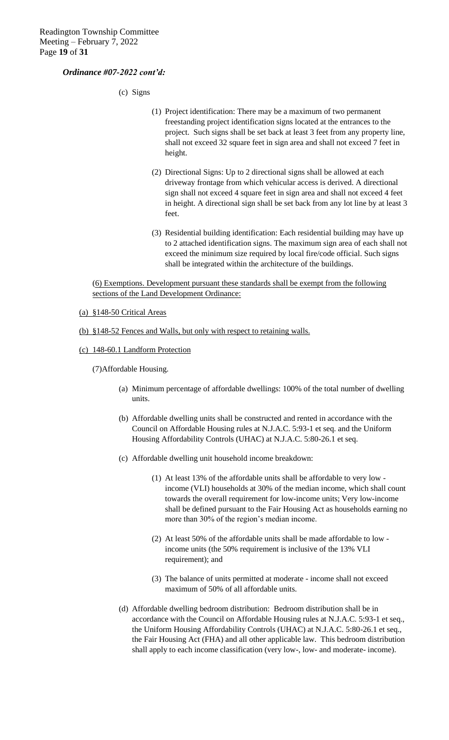*Ordinance #07-2022 cont'd:*

(c) Signs

(1) Project identification: There may be a maximum of two permanent freestanding project identification signs located at the entrances to the project. Such signs shall be set back at least 3 feet from any property line, shall not exceed 32 square feet in sign area and shall not exceed 7 feet in height.

(2) Directional Signs: Up to 2 directional signs shall be allowed at each driveway frontage from which vehicular access is derived. A directional sign shall not exceed 4 square feet in sign area and shall not exceed 4 feet in height. A directional sign shall be set back from any lot line by at least 3 feet.

(3) Residential building identification: Each residential building may have up to 2 attached identification signs. The maximum sign area of each shall not exceed the minimum size required by local fire/code official. Such signs shall be integrated within the architecture of the buildings.

(6) Exemptions. Development pursuant these standards shall be exempt from the following sections of the Land Development Ordinance:

(a) §148-50 Critical Areas

(b) §148-52 Fences and Walls, but only with respect to retaining walls.

(c) 148-60.1 Landform Protection

(7)Affordable Housing.

(a) Minimum percentage of affordable dwellings: 100% of the total number of dwelling units.

(b) Affordable dwelling units shall be constructed and rented in accordance with the Council on Affordable Housing rules at N.J.A.C. 5:93-1 et seq. and the Uniform Housing Affordability Controls (UHAC) at N.J.A.C. 5:80-26.1 et seq.

(c) Affordable dwelling unit household income breakdown:

(1) At least 13% of the affordable units shall be affordable to very low - income (VLI) households at 30% of the median income, which shall count towards the overall requirement for low-income units; Very low-income shall be defined pursuant to the Fair Housing Act as households earning no more than 30% of the region's median income.

(2) At least 50% of the affordable units shall be made affordable to low - income units (the 50% requirement is inclusive of the 13% VLI requirement); and

(3) The balance of units permitted at moderate - income shall not exceed maximum of 50% of all affordable units.

(d) Affordable dwelling bedroom distribution: Bedroom distribution shall be in accordance with the Council on Affordable Housing rules at N.J.A.C. 5:93-1 et seq., the Uniform Housing Affordability Controls (UHAC) at N.J.A.C. 5:80-26.1 et seq., the Fair Housing Act (FHA) and all other applicable law. This bedroom distribution shall apply to each income classification (very low-, low- and moderate- income).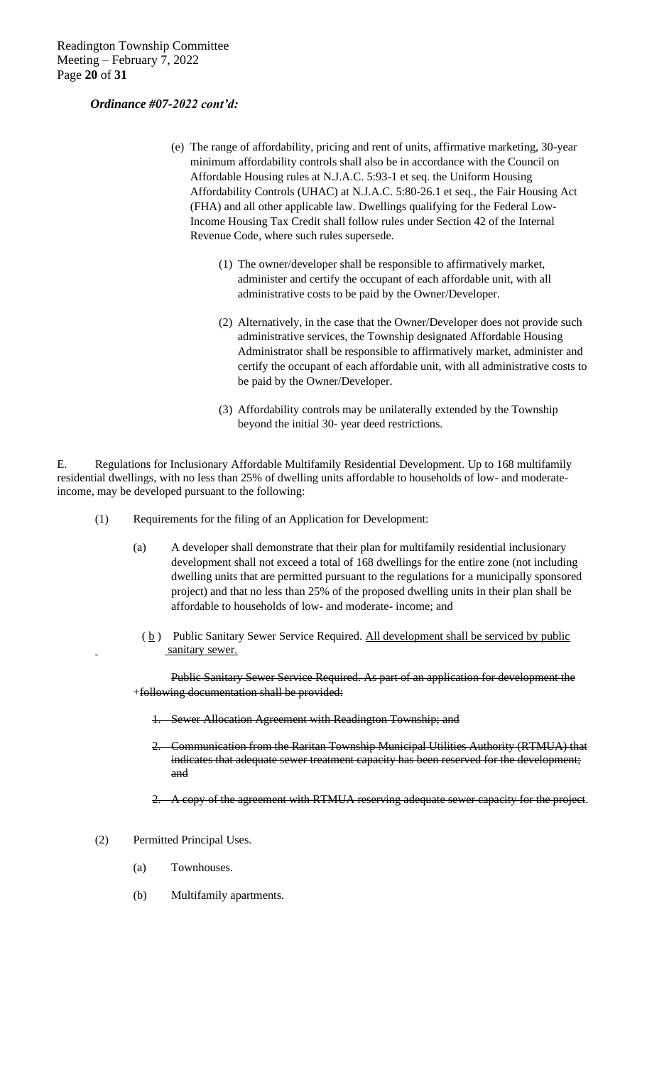*Ordinance #07-2022 cont'd:*

(e) The range of affordability, pricing and rent of units, affirmative marketing, 30-year minimum affordability controls shall also be in accordance with the Council on Affordable Housing rules at N.J.A.C. 5:93-1 et seq. the Uniform Housing Affordability Controls (UHAC) at N.J.A.C. 5:80-26.1 et seq., the Fair Housing Act (FHA) and all other applicable law. Dwellings qualifying for the Federal Low-Income Housing Tax Credit shall follow rules under Section 42 of the Internal Revenue Code, where such rules supersede.

(1) The owner/developer shall be responsible to affirmatively market, administer and certify the occupant of each affordable unit, with all administrative costs to be paid by the Owner/Developer.

(2) Alternatively, in the case that the Owner/Developer does not provide such administrative services, the Township designated Affordable Housing Administrator shall be responsible to affirmatively market, administer and certify the occupant of each affordable unit, with all administrative costs to be paid by the Owner/Developer.

(3) Affordability controls may be unilaterally extended by the Township beyond the initial 30- year deed restrictions.

E. Regulations for Inclusionary Affordable Multifamily Residential Development. Up to 168 multifamily residential dwellings, with no less than 25% of dwelling units affordable to households of low- and moderate-income, may be developed pursuant to the following:

(1) Requirements for the filing of an Application for Development:

(a) A developer shall demonstrate that their plan for multifamily residential inclusionary development shall not exceed a total of 168 dwellings for the entire zone (not including dwelling units that are permitted pursuant to the regulations for a municipally sponsored project) and that no less than 25% of the proposed dwelling units in their plan shall be affordable to households of low- and moderate- income; and

(b) Public Sanitary Sewer Service Required. All development shall be serviced by public sanitary sewer.

~~Public Sanitary Sewer Service Required. As part of an application for development the following documentation shall be provided:~~

~~1. Sewer Allocation Agreement with Readington Township; and~~

~~2. Communication from the Raritan Township Municipal Utilities Authority (RTMUA) that indicates that adequate sewer treatment capacity has been reserved for the development; and~~

~~2. A copy of the agreement with RTMUA reserving adequate sewer capacity for the project.~~

(2) Permitted Principal Uses.

(a) Townhouses.

(b) Multifamily apartments.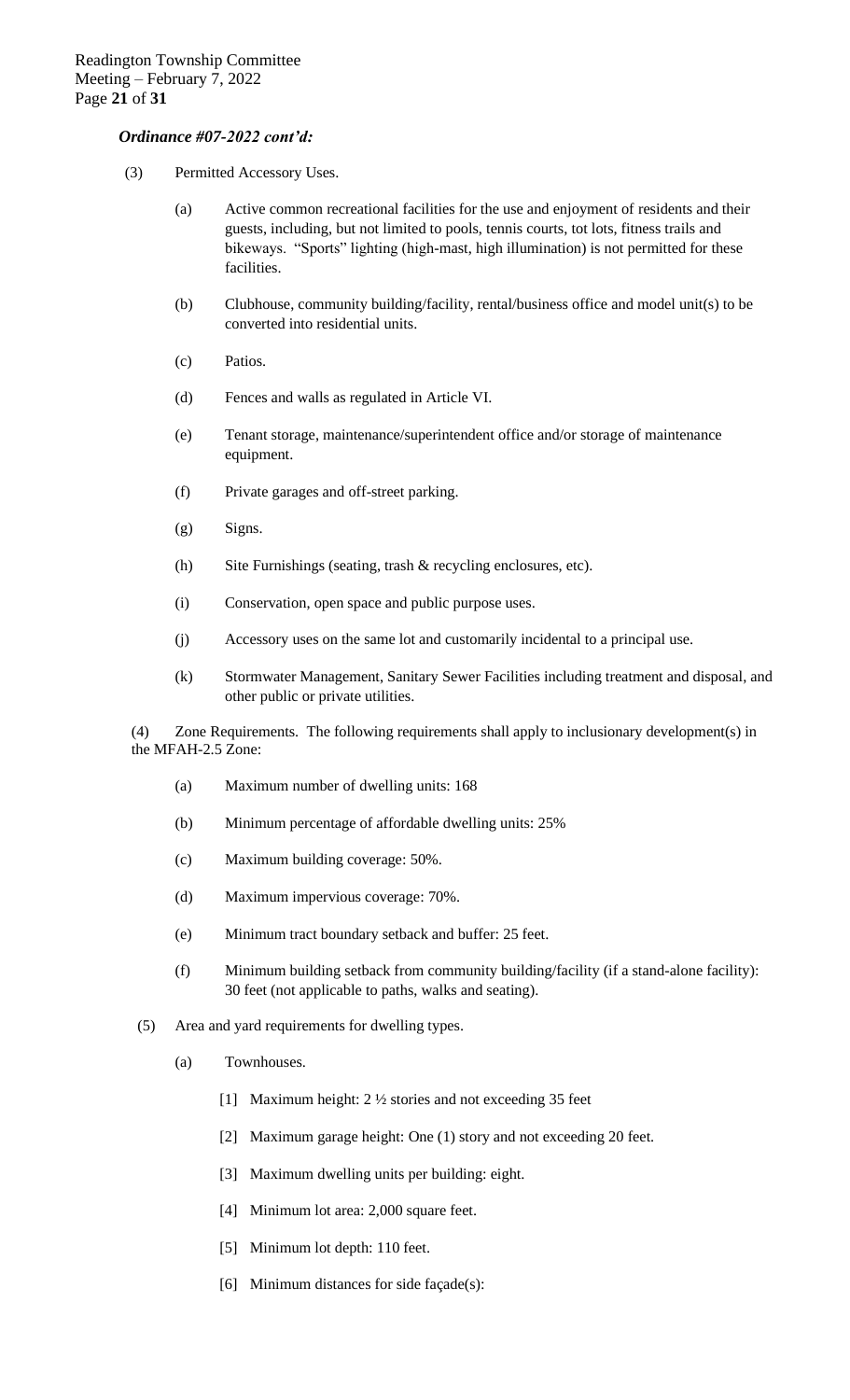***Ordinance #07-2022 cont'd:***

(3) Permitted Accessory Uses.

- (a) Active common recreational facilities for the use and enjoyment of residents and their guests, including, but not limited to pools, tennis courts, tot lots, fitness trails and bikeways. "Sports" lighting (high-mast, high illumination) is not permitted for these facilities.
- (b) Clubhouse, community building/facility, rental/business office and model unit(s) to be converted into residential units.
- (c) Patios.
- (d) Fences and walls as regulated in Article VI.
- (e) Tenant storage, maintenance/superintendent office and/or storage of maintenance equipment.
- (f) Private garages and off-street parking.
- (g) Signs.
- (h) Site Furnishings (seating, trash & recycling enclosures, etc).
- (i) Conservation, open space and public purpose uses.
- (j) Accessory uses on the same lot and customarily incidental to a principal use.
- (k) Stormwater Management, Sanitary Sewer Facilities including treatment and disposal, and other public or private utilities.

(4) Zone Requirements. The following requirements shall apply to inclusionary development(s) in the MFAH-2.5 Zone:

- (a) Maximum number of dwelling units: 168
- (b) Minimum percentage of affordable dwelling units: 25%
- (c) Maximum building coverage: 50%.
- (d) Maximum impervious coverage: 70%.
- (e) Minimum tract boundary setback and buffer: 25 feet.
- (f) Minimum building setback from community building/facility (if a stand-alone facility): 30 feet (not applicable to paths, walks and seating).

(5) Area and yard requirements for dwelling types.

- (a) Townhouses.
  - [1] Maximum height: 2 ½ stories and not exceeding 35 feet
  - [2] Maximum garage height: One (1) story and not exceeding 20 feet.
  - [3] Maximum dwelling units per building: eight.
  - [4] Minimum lot area: 2,000 square feet.
  - [5] Minimum lot depth: 110 feet.
  - [6] Minimum distances for side façade(s):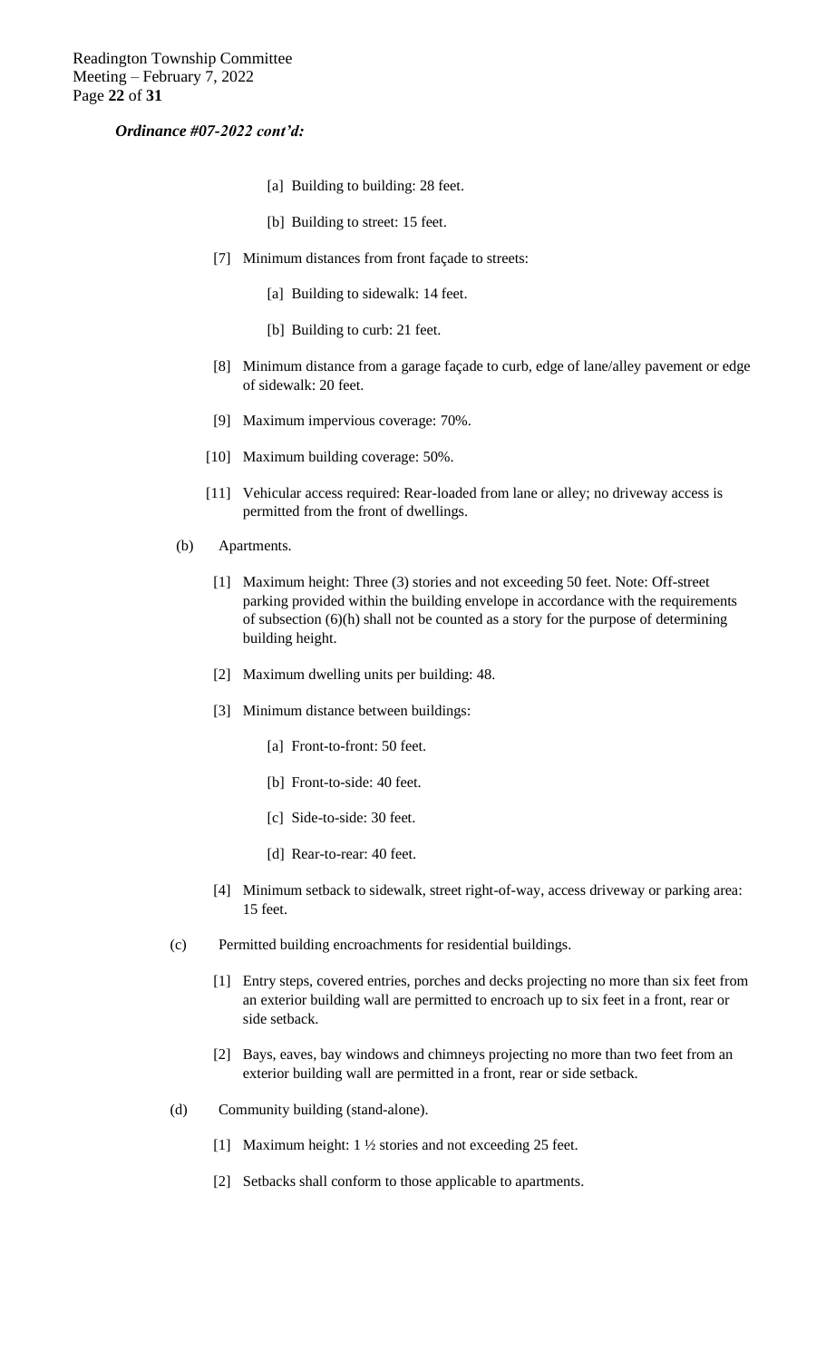*Ordinance #07-2022 cont'd:*

[a] Building to building: 28 feet.

[b] Building to street: 15 feet.

[7] Minimum distances from front façade to streets:

[a] Building to sidewalk: 14 feet.

[b] Building to curb: 21 feet.

[8] Minimum distance from a garage façade to curb, edge of lane/alley pavement or edge of sidewalk: 20 feet.

[9] Maximum impervious coverage: 70%.

[10] Maximum building coverage: 50%.

[11] Vehicular access required: Rear-loaded from lane or alley; no driveway access is permitted from the front of dwellings.

(b) Apartments.

[1] Maximum height: Three (3) stories and not exceeding 50 feet. Note: Off-street parking provided within the building envelope in accordance with the requirements of subsection (6)(h) shall not be counted as a story for the purpose of determining building height.

[2] Maximum dwelling units per building: 48.

[3] Minimum distance between buildings:

[a] Front-to-front: 50 feet.

[b] Front-to-side: 40 feet.

[c] Side-to-side: 30 feet.

[d] Rear-to-rear: 40 feet.

[4] Minimum setback to sidewalk, street right-of-way, access driveway or parking area: 15 feet.

(c) Permitted building encroachments for residential buildings.

[1] Entry steps, covered entries, porches and decks projecting no more than six feet from an exterior building wall are permitted to encroach up to six feet in a front, rear or side setback.

[2] Bays, eaves, bay windows and chimneys projecting no more than two feet from an exterior building wall are permitted in a front, rear or side setback.

(d) Community building (stand-alone).

[1] Maximum height: 1 ½ stories and not exceeding 25 feet.

[2] Setbacks shall conform to those applicable to apartments.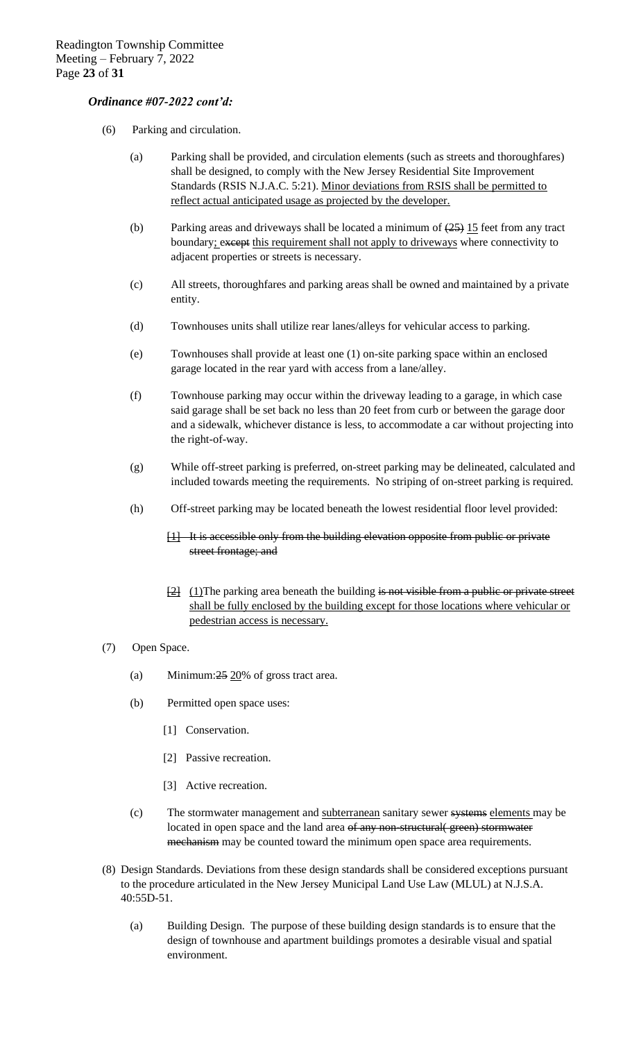***Ordinance #07-2022 cont'd:***

(6) Parking and circulation.

(a) Parking shall be provided, and circulation elements (such as streets and thoroughfares) shall be designed, to comply with the New Jersey Residential Site Improvement Standards (RSIS N.J.A.C. 5:21). <u>Minor deviations from RSIS shall be permitted to reflect actual anticipated usage as projected by the developer.</u>

(b) Parking areas and driveways shall be located a minimum of ~~(25)~~ <u>15</u> feet from any tract boundary<u>;</u> ~~except~~ <u>this requirement shall not apply to driveways</u> where connectivity to adjacent properties or streets is necessary.

(c) All streets, thoroughfares and parking areas shall be owned and maintained by a private entity.

(d) Townhouses units shall utilize rear lanes/alleys for vehicular access to parking.

(e) Townhouses shall provide at least one (1) on-site parking space within an enclosed garage located in the rear yard with access from a lane/alley.

(f) Townhouse parking may occur within the driveway leading to a garage, in which case said garage shall be set back no less than 20 feet from curb or between the garage door and a sidewalk, whichever distance is less, to accommodate a car without projecting into the right-of-way.

(g) While off-street parking is preferred, on-street parking may be delineated, calculated and included towards meeting the requirements. No striping of on-street parking is required.

(h) Off-street parking may be located beneath the lowest residential floor level provided:

~~[1] It is accessible only from the building elevation opposite from public or private street frontage; and~~

~~[2]~~ <u>(1)</u>The parking area beneath the building ~~is not visible from a public or private street~~ <u>shall be fully enclosed by the building except for those locations where vehicular or pedestrian access is necessary.</u>

(7) Open Space.

(a) Minimum:~~25~~ <u>20</u>% of gross tract area.

(b) Permitted open space uses:

[1] Conservation.

[2] Passive recreation.

[3] Active recreation.

(c) The stormwater management and <u>subterranean</u> sanitary sewer ~~systems~~ <u>elements</u> may be located in open space and the land area ~~of any non-structural( green) stormwater mechanism~~ may be counted toward the minimum open space area requirements.

(8) Design Standards. Deviations from these design standards shall be considered exceptions pursuant to the procedure articulated in the New Jersey Municipal Land Use Law (MLUL) at N.J.S.A. 40:55D-51.

(a) Building Design. The purpose of these building design standards is to ensure that the design of townhouse and apartment buildings promotes a desirable visual and spatial environment.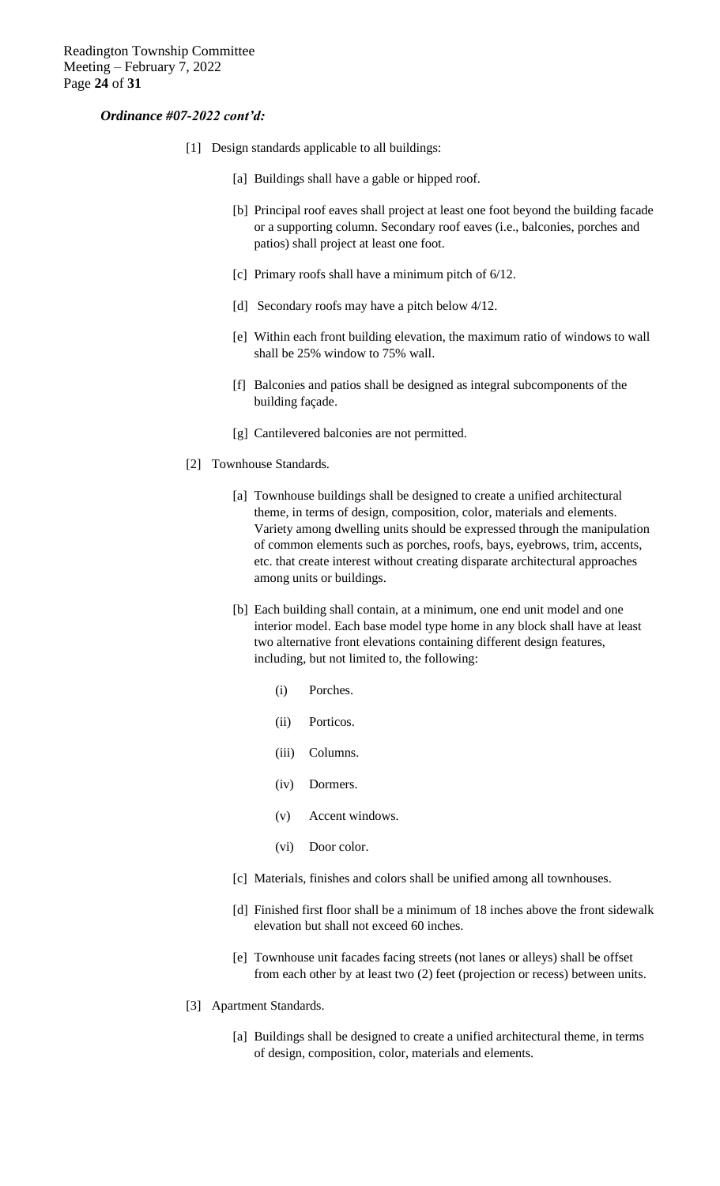***Ordinance #07-2022 cont'd:***

[1] Design standards applicable to all buildings:

[a] Buildings shall have a gable or hipped roof.

[b] Principal roof eaves shall project at least one foot beyond the building facade or a supporting column. Secondary roof eaves (i.e., balconies, porches and patios) shall project at least one foot.

[c] Primary roofs shall have a minimum pitch of 6/12.

[d] Secondary roofs may have a pitch below 4/12.

[e] Within each front building elevation, the maximum ratio of windows to wall shall be 25% window to 75% wall.

[f] Balconies and patios shall be designed as integral subcomponents of the building façade.

[g] Cantilevered balconies are not permitted.

[2] Townhouse Standards.

[a] Townhouse buildings shall be designed to create a unified architectural theme, in terms of design, composition, color, materials and elements. Variety among dwelling units should be expressed through the manipulation of common elements such as porches, roofs, bays, eyebrows, trim, accents, etc. that create interest without creating disparate architectural approaches among units or buildings.

[b] Each building shall contain, at a minimum, one end unit model and one interior model. Each base model type home in any block shall have at least two alternative front elevations containing different design features, including, but not limited to, the following:

(i) Porches.

(ii) Porticos.

(iii) Columns.

(iv) Dormers.

(v) Accent windows.

(vi) Door color.

[c] Materials, finishes and colors shall be unified among all townhouses.

[d] Finished first floor shall be a minimum of 18 inches above the front sidewalk elevation but shall not exceed 60 inches.

[e] Townhouse unit facades facing streets (not lanes or alleys) shall be offset from each other by at least two (2) feet (projection or recess) between units.

[3] Apartment Standards.

[a] Buildings shall be designed to create a unified architectural theme, in terms of design, composition, color, materials and elements.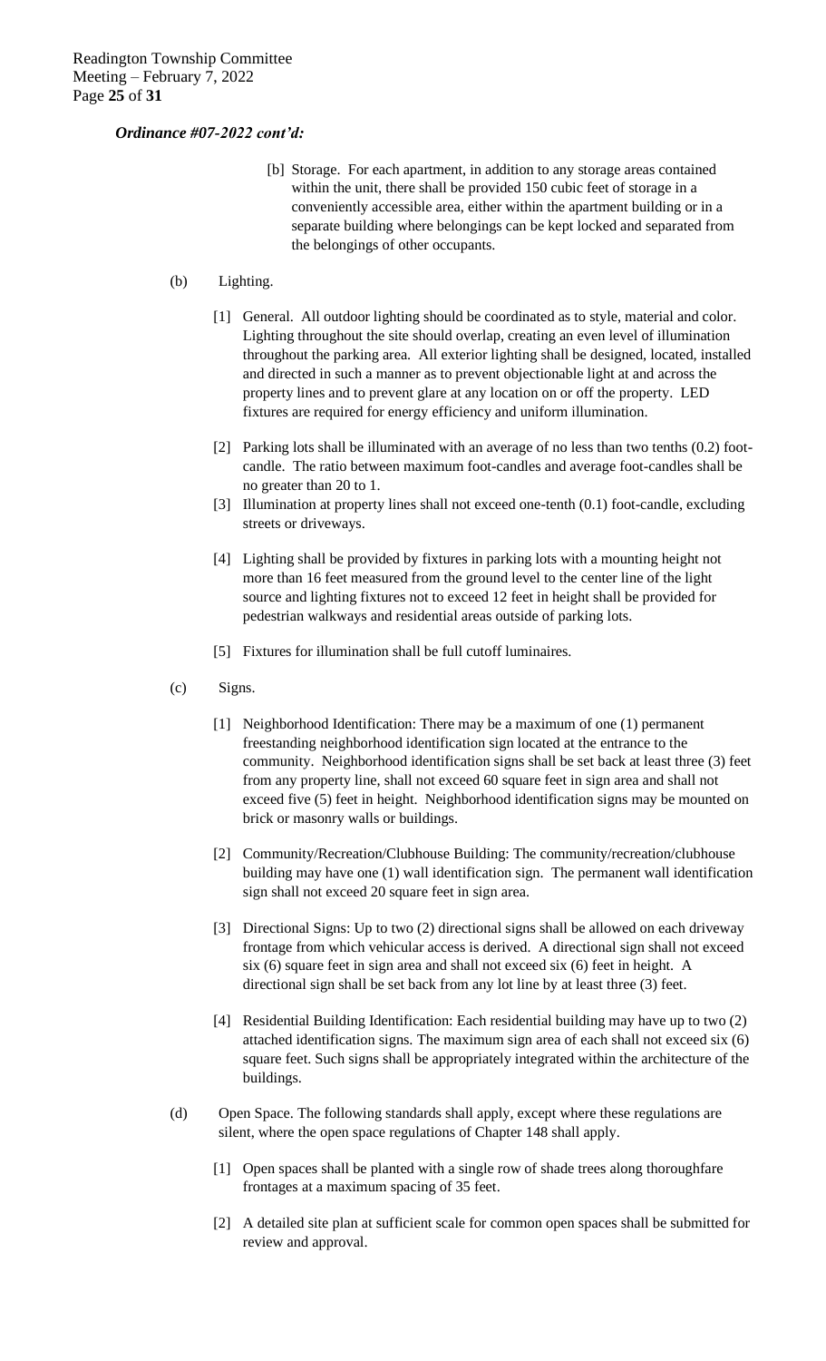***Ordinance #07-2022 cont'd:***

[b] Storage. For each apartment, in addition to any storage areas contained within the unit, there shall be provided 150 cubic feet of storage in a conveniently accessible area, either within the apartment building or in a separate building where belongings can be kept locked and separated from the belongings of other occupants.

(b) Lighting.

[1] General. All outdoor lighting should be coordinated as to style, material and color. Lighting throughout the site should overlap, creating an even level of illumination throughout the parking area. All exterior lighting shall be designed, located, installed and directed in such a manner as to prevent objectionable light at and across the property lines and to prevent glare at any location on or off the property. LED fixtures are required for energy efficiency and uniform illumination.

[2] Parking lots shall be illuminated with an average of no less than two tenths (0.2) foot-candle. The ratio between maximum foot-candles and average foot-candles shall be no greater than 20 to 1.

[3] Illumination at property lines shall not exceed one-tenth (0.1) foot-candle, excluding streets or driveways.

[4] Lighting shall be provided by fixtures in parking lots with a mounting height not more than 16 feet measured from the ground level to the center line of the light source and lighting fixtures not to exceed 12 feet in height shall be provided for pedestrian walkways and residential areas outside of parking lots.

[5] Fixtures for illumination shall be full cutoff luminaires.

(c) Signs.

[1] Neighborhood Identification: There may be a maximum of one (1) permanent freestanding neighborhood identification sign located at the entrance to the community. Neighborhood identification signs shall be set back at least three (3) feet from any property line, shall not exceed 60 square feet in sign area and shall not exceed five (5) feet in height. Neighborhood identification signs may be mounted on brick or masonry walls or buildings.

[2] Community/Recreation/Clubhouse Building: The community/recreation/clubhouse building may have one (1) wall identification sign. The permanent wall identification sign shall not exceed 20 square feet in sign area.

[3] Directional Signs: Up to two (2) directional signs shall be allowed on each driveway frontage from which vehicular access is derived. A directional sign shall not exceed six (6) square feet in sign area and shall not exceed six (6) feet in height. A directional sign shall be set back from any lot line by at least three (3) feet.

[4] Residential Building Identification: Each residential building may have up to two (2) attached identification signs. The maximum sign area of each shall not exceed six (6) square feet. Such signs shall be appropriately integrated within the architecture of the buildings.

(d) Open Space. The following standards shall apply, except where these regulations are silent, where the open space regulations of Chapter 148 shall apply.

[1] Open spaces shall be planted with a single row of shade trees along thoroughfare frontages at a maximum spacing of 35 feet.

[2] A detailed site plan at sufficient scale for common open spaces shall be submitted for review and approval.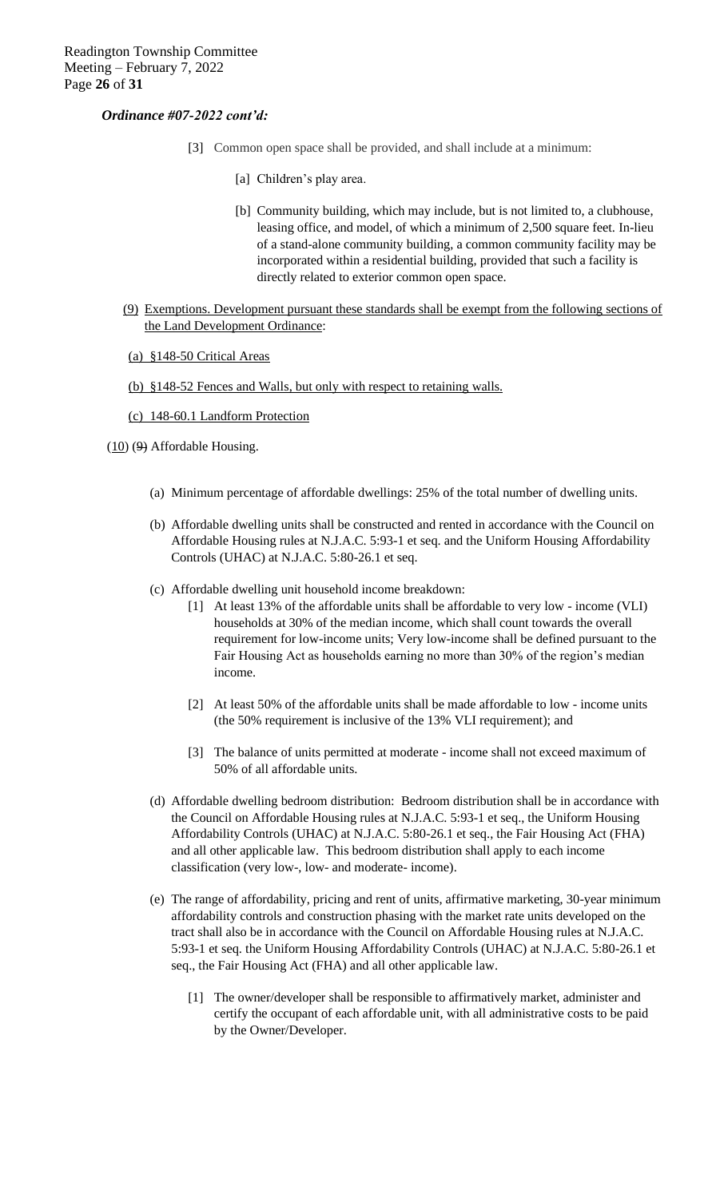***Ordinance #07-2022 cont'd:***

[3] Common open space shall be provided, and shall include at a minimum:

[a] Children's play area.

[b] Community building, which may include, but is not limited to, a clubhouse, leasing office, and model, of which a minimum of 2,500 square feet. In-lieu of a stand-alone community building, a common community facility may be incorporated within a residential building, provided that such a facility is directly related to exterior common open space.

(9) Exemptions. Development pursuant these standards shall be exempt from the following sections of the Land Development Ordinance:

(a) §148-50 Critical Areas

(b) §148-52 Fences and Walls, but only with respect to retaining walls.

(c) 148-60.1 Landform Protection

(10) ~~(9)~~ Affordable Housing.

(a) Minimum percentage of affordable dwellings: 25% of the total number of dwelling units.

(b) Affordable dwelling units shall be constructed and rented in accordance with the Council on Affordable Housing rules at N.J.A.C. 5:93-1 et seq. and the Uniform Housing Affordability Controls (UHAC) at N.J.A.C. 5:80-26.1 et seq.

(c) Affordable dwelling unit household income breakdown:

[1] At least 13% of the affordable units shall be affordable to very low - income (VLI) households at 30% of the median income, which shall count towards the overall requirement for low-income units; Very low-income shall be defined pursuant to the Fair Housing Act as households earning no more than 30% of the region's median income.

[2] At least 50% of the affordable units shall be made affordable to low - income units (the 50% requirement is inclusive of the 13% VLI requirement); and

[3] The balance of units permitted at moderate - income shall not exceed maximum of 50% of all affordable units.

(d) Affordable dwelling bedroom distribution: Bedroom distribution shall be in accordance with the Council on Affordable Housing rules at N.J.A.C. 5:93-1 et seq., the Uniform Housing Affordability Controls (UHAC) at N.J.A.C. 5:80-26.1 et seq., the Fair Housing Act (FHA) and all other applicable law. This bedroom distribution shall apply to each income classification (very low-, low- and moderate- income).

(e) The range of affordability, pricing and rent of units, affirmative marketing, 30-year minimum affordability controls and construction phasing with the market rate units developed on the tract shall also be in accordance with the Council on Affordable Housing rules at N.J.A.C. 5:93-1 et seq. the Uniform Housing Affordability Controls (UHAC) at N.J.A.C. 5:80-26.1 et seq., the Fair Housing Act (FHA) and all other applicable law.

[1] The owner/developer shall be responsible to affirmatively market, administer and certify the occupant of each affordable unit, with all administrative costs to be paid by the Owner/Developer.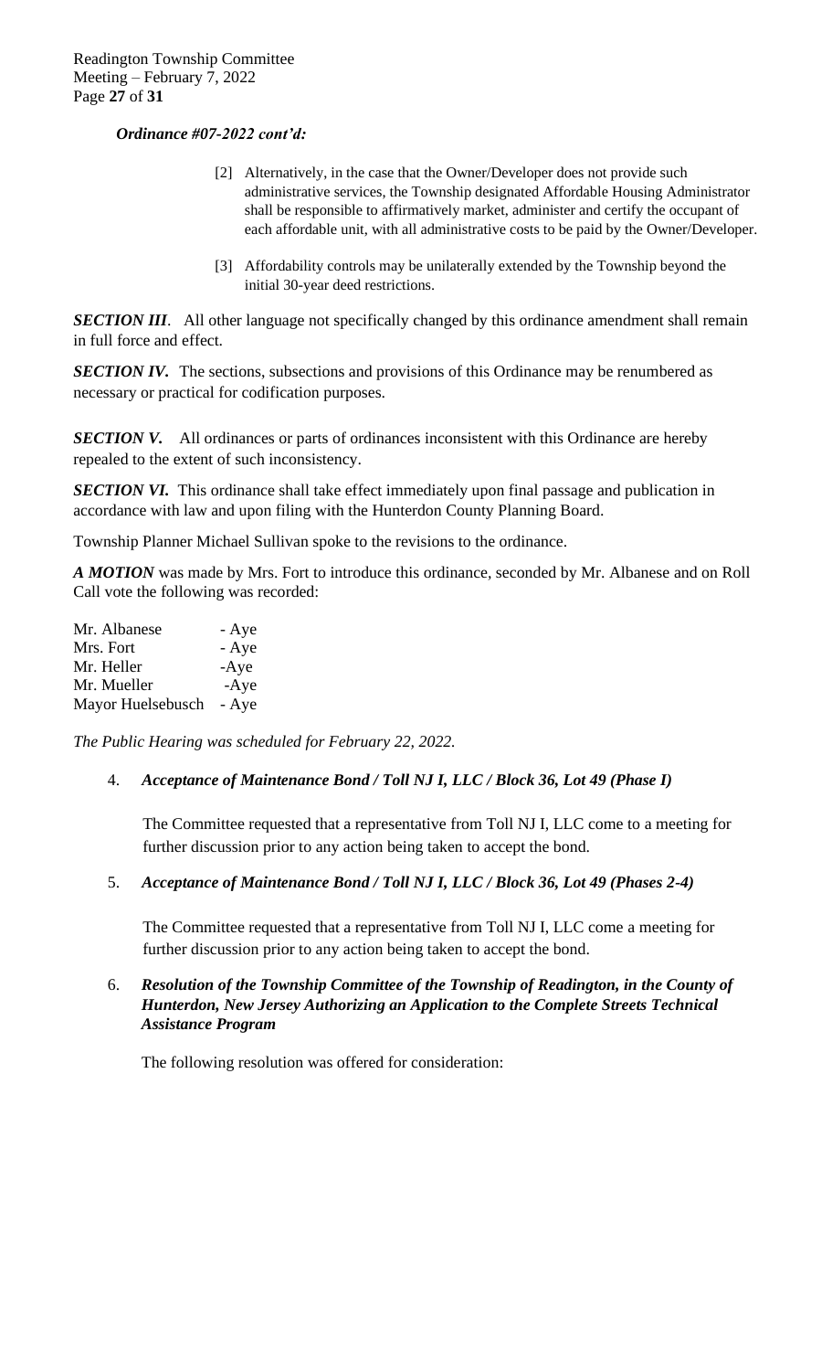***Ordinance #07-2022 cont'd:***

[2] Alternatively, in the case that the Owner/Developer does not provide such administrative services, the Township designated Affordable Housing Administrator shall be responsible to affirmatively market, administer and certify the occupant of each affordable unit, with all administrative costs to be paid by the Owner/Developer.

[3] Affordability controls may be unilaterally extended by the Township beyond the initial 30-year deed restrictions.

***SECTION III***. All other language not specifically changed by this ordinance amendment shall remain in full force and effect.

***SECTION IV.*** The sections, subsections and provisions of this Ordinance may be renumbered as necessary or practical for codification purposes.

***SECTION V.*** All ordinances or parts of ordinances inconsistent with this Ordinance are hereby repealed to the extent of such inconsistency.

***SECTION VI.*** This ordinance shall take effect immediately upon final passage and publication in accordance with law and upon filing with the Hunterdon County Planning Board.

Township Planner Michael Sullivan spoke to the revisions to the ordinance.

***A MOTION*** was made by Mrs. Fort to introduce this ordinance, seconded by Mr. Albanese and on Roll Call vote the following was recorded:

Mr. Albanese - Aye
Mrs. Fort - Aye
Mr. Heller -Aye
Mr. Mueller -Aye
Mayor Huelsebusch - Aye

*The Public Hearing was scheduled for February 22, 2022.*

4. ***Acceptance of Maintenance Bond / Toll NJ I, LLC / Block 36, Lot 49 (Phase I)***

   The Committee requested that a representative from Toll NJ I, LLC come to a meeting for further discussion prior to any action being taken to accept the bond.

5. ***Acceptance of Maintenance Bond / Toll NJ I, LLC / Block 36, Lot 49 (Phases 2-4)***

   The Committee requested that a representative from Toll NJ I, LLC come a meeting for further discussion prior to any action being taken to accept the bond.

6. ***Resolution of the Township Committee of the Township of Readington, in the County of Hunterdon, New Jersey Authorizing an Application to the Complete Streets Technical Assistance Program***

   The following resolution was offered for consideration: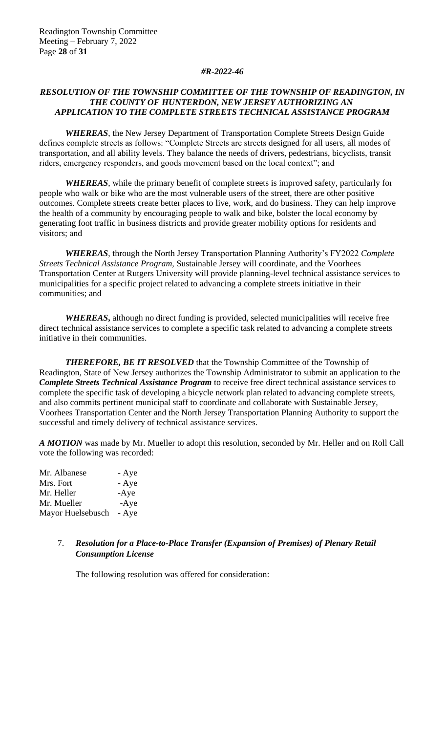***#R-2022-46***

***RESOLUTION OF THE TOWNSHIP COMMITTEE OF THE TOWNSHIP OF READINGTON, IN THE COUNTY OF HUNTERDON, NEW JERSEY AUTHORIZING AN APPLICATION TO THE COMPLETE STREETS TECHNICAL ASSISTANCE PROGRAM***

***WHEREAS***, the New Jersey Department of Transportation Complete Streets Design Guide defines complete streets as follows: "Complete Streets are streets designed for all users, all modes of transportation, and all ability levels. They balance the needs of drivers, pedestrians, bicyclists, transit riders, emergency responders, and goods movement based on the local context"; and

***WHEREAS***, while the primary benefit of complete streets is improved safety, particularly for people who walk or bike who are the most vulnerable users of the street, there are other positive outcomes. Complete streets create better places to live, work, and do business. They can help improve the health of a community by encouraging people to walk and bike, bolster the local economy by generating foot traffic in business districts and provide greater mobility options for residents and visitors; and

***WHEREAS***, through the North Jersey Transportation Planning Authority's FY2022 *Complete Streets Technical Assistance Program*, Sustainable Jersey will coordinate, and the Voorhees Transportation Center at Rutgers University will provide planning-level technical assistance services to municipalities for a specific project related to advancing a complete streets initiative in their communities; and

***WHEREAS,*** although no direct funding is provided, selected municipalities will receive free direct technical assistance services to complete a specific task related to advancing a complete streets initiative in their communities.

***THEREFORE, BE IT RESOLVED*** that the Township Committee of the Township of Readington, State of New Jersey authorizes the Township Administrator to submit an application to the ***Complete Streets Technical Assistance Program*** to receive free direct technical assistance services to complete the specific task of developing a bicycle network plan related to advancing complete streets, and also commits pertinent municipal staff to coordinate and collaborate with Sustainable Jersey, Voorhees Transportation Center and the North Jersey Transportation Planning Authority to support the successful and timely delivery of technical assistance services.

***A MOTION*** was made by Mr. Mueller to adopt this resolution, seconded by Mr. Heller and on Roll Call vote the following was recorded:

| | |
|---|---|
| Mr. Albanese | - Aye |
| Mrs. Fort | - Aye |
| Mr. Heller | -Aye |
| Mr. Mueller | -Aye |
| Mayor Huelsebusch | - Aye |

7. ***Resolution for a Place-to-Place Transfer (Expansion of Premises) of Plenary Retail Consumption License***

   The following resolution was offered for consideration: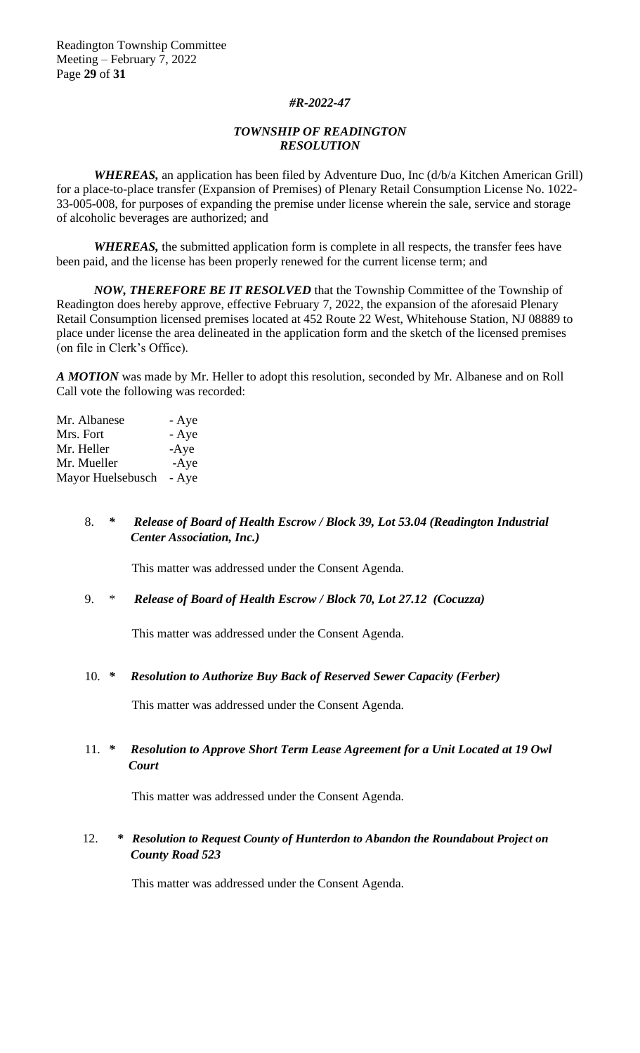***#R-2022-47***

***TOWNSHIP OF READINGTON***
***RESOLUTION***

***WHEREAS,*** an application has been filed by Adventure Duo, Inc (d/b/a Kitchen American Grill) for a place-to-place transfer (Expansion of Premises) of Plenary Retail Consumption License No. 1022-33-005-008, for purposes of expanding the premise under license wherein the sale, service and storage of alcoholic beverages are authorized; and

***WHEREAS,*** the submitted application form is complete in all respects, the transfer fees have been paid, and the license has been properly renewed for the current license term; and

***NOW, THEREFORE BE IT RESOLVED*** that the Township Committee of the Township of Readington does hereby approve, effective February 7, 2022, the expansion of the aforesaid Plenary Retail Consumption licensed premises located at 452 Route 22 West, Whitehouse Station, NJ 08889 to place under license the area delineated in the application form and the sketch of the licensed premises (on file in Clerk's Office).

***A MOTION*** was made by Mr. Heller to adopt this resolution, seconded by Mr. Albanese and on Roll Call vote the following was recorded:

| | |
|---|---|
| Mr. Albanese | - Aye |
| Mrs. Fort | - Aye |
| Mr. Heller | -Aye |
| Mr. Mueller | -Aye |
| Mayor Huelsebusch | - Aye |

8. ***\* Release of Board of Health Escrow / Block 39, Lot 53.04 (Readington Industrial Center Association, Inc.)***

   This matter was addressed under the Consent Agenda.

9. \* ***Release of Board of Health Escrow / Block 70, Lot 27.12 (Cocuzza)***

   This matter was addressed under the Consent Agenda.

10. ***\* Resolution to Authorize Buy Back of Reserved Sewer Capacity (Ferber)***

    This matter was addressed under the Consent Agenda.

11. ***\* Resolution to Approve Short Term Lease Agreement for a Unit Located at 19 Owl Court***

    This matter was addressed under the Consent Agenda.

12. ***\* Resolution to Request County of Hunterdon to Abandon the Roundabout Project on County Road 523***

    This matter was addressed under the Consent Agenda.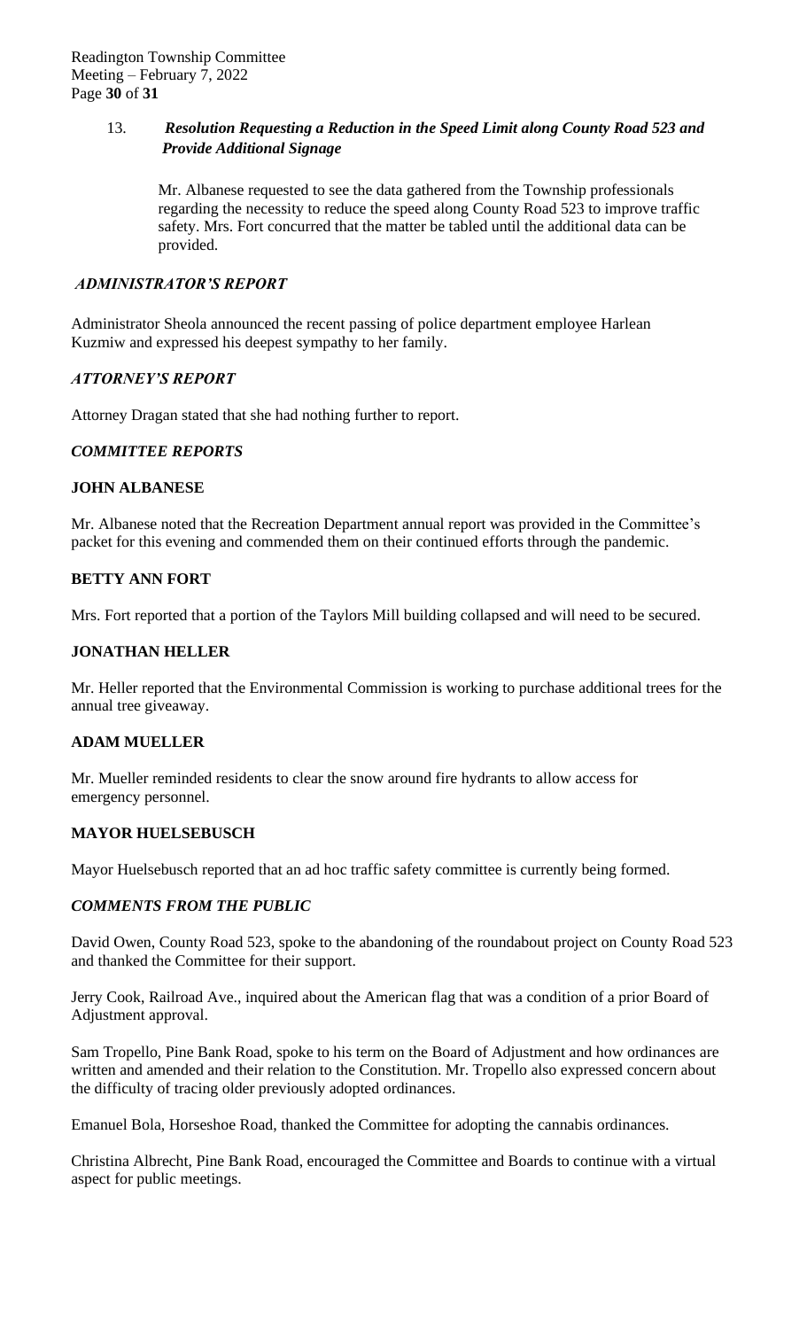13. ***Resolution Requesting a Reduction in the Speed Limit along County Road 523 and Provide Additional Signage***

    Mr. Albanese requested to see the data gathered from the Township professionals regarding the necessity to reduce the speed along County Road 523 to improve traffic safety. Mrs. Fort concurred that the matter be tabled until the additional data can be provided.

## *ADMINISTRATOR'S REPORT*

Administrator Sheola announced the recent passing of police department employee Harlean Kuzmiw and expressed his deepest sympathy to her family.

## *ATTORNEY'S REPORT*

Attorney Dragan stated that she had nothing further to report.

## *COMMITTEE REPORTS*

### **JOHN ALBANESE**

Mr. Albanese noted that the Recreation Department annual report was provided in the Committee's packet for this evening and commended them on their continued efforts through the pandemic.

### **BETTY ANN FORT**

Mrs. Fort reported that a portion of the Taylors Mill building collapsed and will need to be secured.

### **JONATHAN HELLER**

Mr. Heller reported that the Environmental Commission is working to purchase additional trees for the annual tree giveaway.

### **ADAM MUELLER**

Mr. Mueller reminded residents to clear the snow around fire hydrants to allow access for emergency personnel.

### **MAYOR HUELSEBUSCH**

Mayor Huelsebusch reported that an ad hoc traffic safety committee is currently being formed.

## *COMMENTS FROM THE PUBLIC*

David Owen, County Road 523, spoke to the abandoning of the roundabout project on County Road 523 and thanked the Committee for their support.

Jerry Cook, Railroad Ave., inquired about the American flag that was a condition of a prior Board of Adjustment approval.

Sam Tropello, Pine Bank Road, spoke to his term on the Board of Adjustment and how ordinances are written and amended and their relation to the Constitution. Mr. Tropello also expressed concern about the difficulty of tracing older previously adopted ordinances.

Emanuel Bola, Horseshoe Road, thanked the Committee for adopting the cannabis ordinances.

Christina Albrecht, Pine Bank Road, encouraged the Committee and Boards to continue with a virtual aspect for public meetings.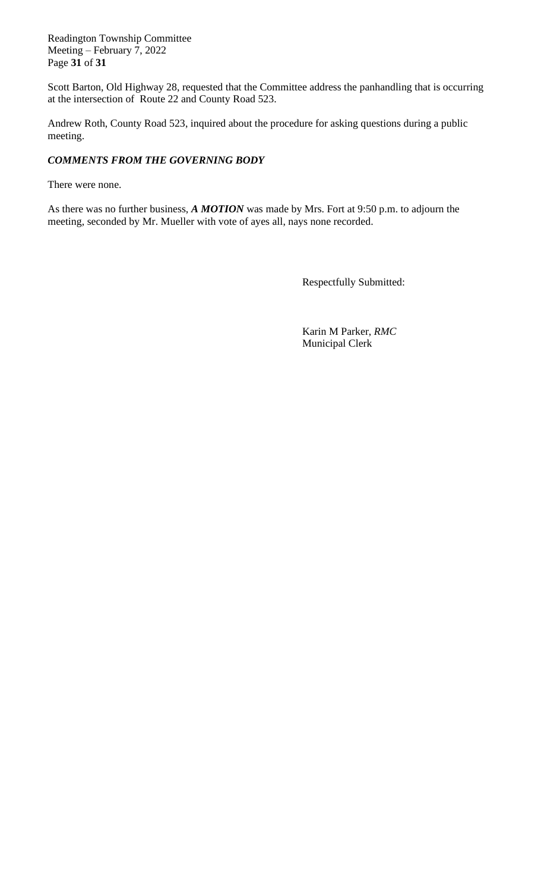Scott Barton, Old Highway 28, requested that the Committee address the panhandling that is occurring at the intersection of Route 22 and County Road 523.

Andrew Roth, County Road 523, inquired about the procedure for asking questions during a public meeting.

***COMMENTS FROM THE GOVERNING BODY***

There were none.

As there was no further business, ***A MOTION*** was made by Mrs. Fort at 9:50 p.m. to adjourn the meeting, seconded by Mr. Mueller with vote of ayes all, nays none recorded.

Respectfully Submitted:

Karin M Parker, *RMC*
Municipal Clerk